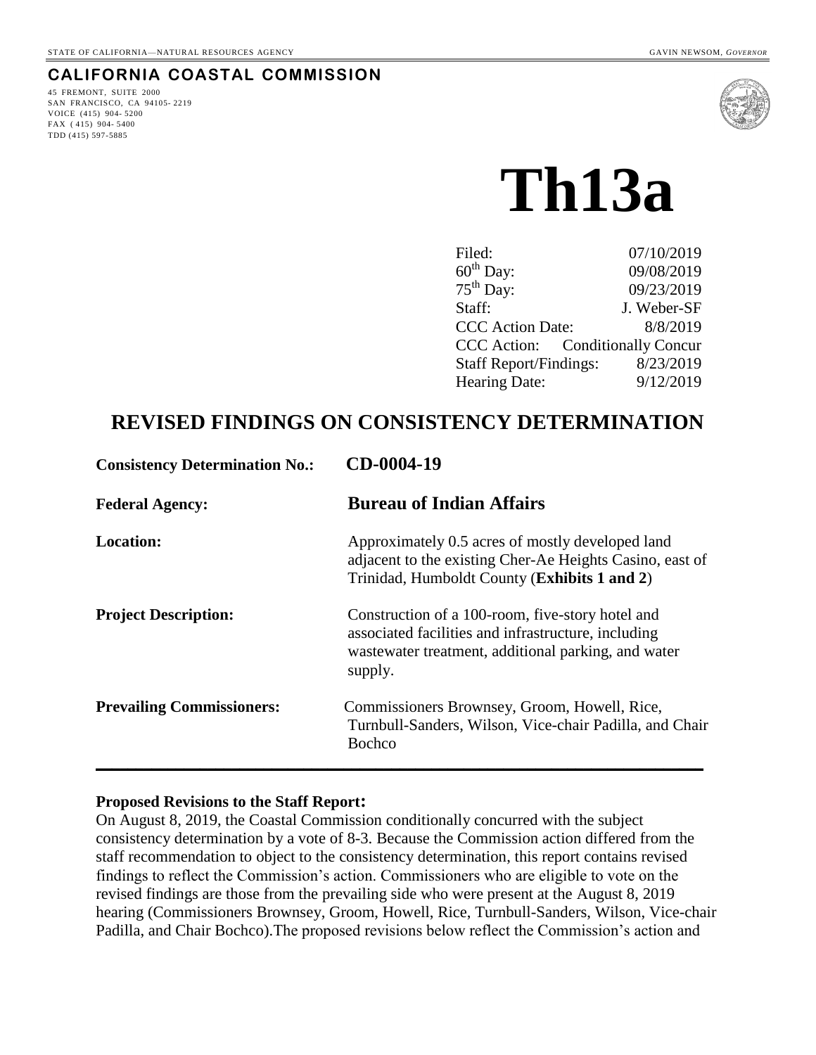STATE OF CALIFORNIA—NATURAL RESOURCES AGENCY GAVIN NEWSOM, *GOVERNOR*

**CALIFORNIA COASTAL COMMISSION**

45 FREMONT, SUITE 2000
SAN FRANCISCO, CA 94105-2219
VOICE (415) 904-5200
FAX (415) 904-5400
TDD (415) 597-5885

# Th13a

| | |
|---|---|
| Filed: | 07/10/2019 |
| $60^{th}$ Day: | 09/08/2019 |
| $75^{th}$ Day: | 09/23/2019 |
| Staff: | J. Weber-SF |
| CCC Action Date: | 8/8/2019 |
| CCC Action: | Conditionally Concur |
| Staff Report/Findings: | 8/23/2019 |
| Hearing Date: | 9/12/2019 |

## REVISED FINDINGS ON CONSISTENCY DETERMINATION

**Consistency Determination No.:** **CD-0004-19**

**Federal Agency:** **Bureau of Indian Affairs**

**Location:** Approximately 0.5 acres of mostly developed land adjacent to the existing Cher-Ae Heights Casino, east of Trinidad, Humboldt County (**Exhibits 1 and 2**)

**Project Description:** Construction of a 100-room, five-story hotel and associated facilities and infrastructure, including wastewater treatment, additional parking, and water supply.

**Prevailing Commissioners:** Commissioners Brownsey, Groom, Howell, Rice, Turnbull-Sanders, Wilson, Vice-chair Padilla, and Chair Bochco

---

**Proposed Revisions to the Staff Report:**

On August 8, 2019, the Coastal Commission conditionally concurred with the subject consistency determination by a vote of 8-3. Because the Commission action differed from the staff recommendation to object to the consistency determination, this report contains revised findings to reflect the Commission's action. Commissioners who are eligible to vote on the revised findings are those from the prevailing side who were present at the August 8, 2019 hearing (Commissioners Brownsey, Groom, Howell, Rice, Turnbull-Sanders, Wilson, Vice-chair Padilla, and Chair Bochco).The proposed revisions below reflect the Commission's action and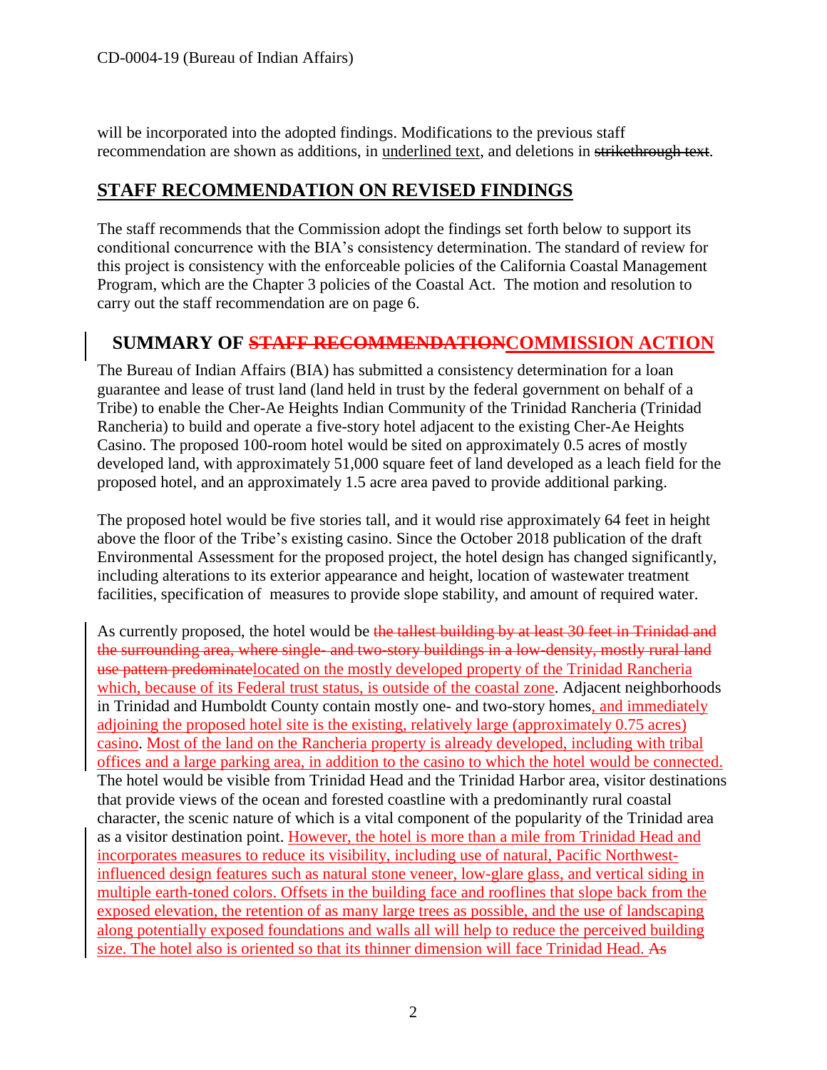will be incorporated into the adopted findings. Modifications to the previous staff recommendation are shown as additions, in <u>underlined text</u>, and deletions in ~~strikethrough text~~.

## STAFF RECOMMENDATION ON REVISED FINDINGS

The staff recommends that the Commission adopt the findings set forth below to support its conditional concurrence with the BIA's consistency determination. The standard of review for this project is consistency with the enforceable policies of the California Coastal Management Program, which are the Chapter 3 policies of the Coastal Act. The motion and resolution to carry out the staff recommendation are on page 6.

## SUMMARY OF ~~STAFF RECOMMENDATION~~<u>COMMISSION ACTION</u>

The Bureau of Indian Affairs (BIA) has submitted a consistency determination for a loan guarantee and lease of trust land (land held in trust by the federal government on behalf of a Tribe) to enable the Cher-Ae Heights Indian Community of the Trinidad Rancheria (Trinidad Rancheria) to build and operate a five-story hotel adjacent to the existing Cher-Ae Heights Casino. The proposed 100-room hotel would be sited on approximately 0.5 acres of mostly developed land, with approximately 51,000 square feet of land developed as a leach field for the proposed hotel, and an approximately 1.5 acre area paved to provide additional parking.

The proposed hotel would be five stories tall, and it would rise approximately 64 feet in height above the floor of the Tribe's existing casino. Since the October 2018 publication of the draft Environmental Assessment for the proposed project, the hotel design has changed significantly, including alterations to its exterior appearance and height, location of wastewater treatment facilities, specification of measures to provide slope stability, and amount of required water.

As currently proposed, the hotel would be ~~the tallest building by at least 30 feet in Trinidad and the surrounding area, where single- and two-story buildings in a low-density, mostly rural land use pattern predominate~~<u>located on the mostly developed property of the Trinidad Rancheria which, because of its Federal trust status, is outside of the coastal zone</u>. Adjacent neighborhoods in Trinidad and Humboldt County contain mostly one- and two-story homes<u>, and immediately adjoining the proposed hotel site is the existing, relatively large (approximately 0.75 acres) casino</u>. <u>Most of the land on the Rancheria property is already developed, including with tribal offices and a large parking area, in addition to the casino to which the hotel would be connected.</u> The hotel would be visible from Trinidad Head and the Trinidad Harbor area, visitor destinations that provide views of the ocean and forested coastline with a predominantly rural coastal character, the scenic nature of which is a vital component of the popularity of the Trinidad area as a visitor destination point. <u>However, the hotel is more than a mile from Trinidad Head and incorporates measures to reduce its visibility, including use of natural, Pacific Northwest-influenced design features such as natural stone veneer, low-glare glass, and vertical siding in multiple earth-toned colors. Offsets in the building face and rooflines that slope back from the exposed elevation, the retention of as many large trees as possible, and the use of landscaping along potentially exposed foundations and walls all will help to reduce the perceived building size. The hotel also is oriented so that its thinner dimension will face Trinidad Head.</u> ~~As~~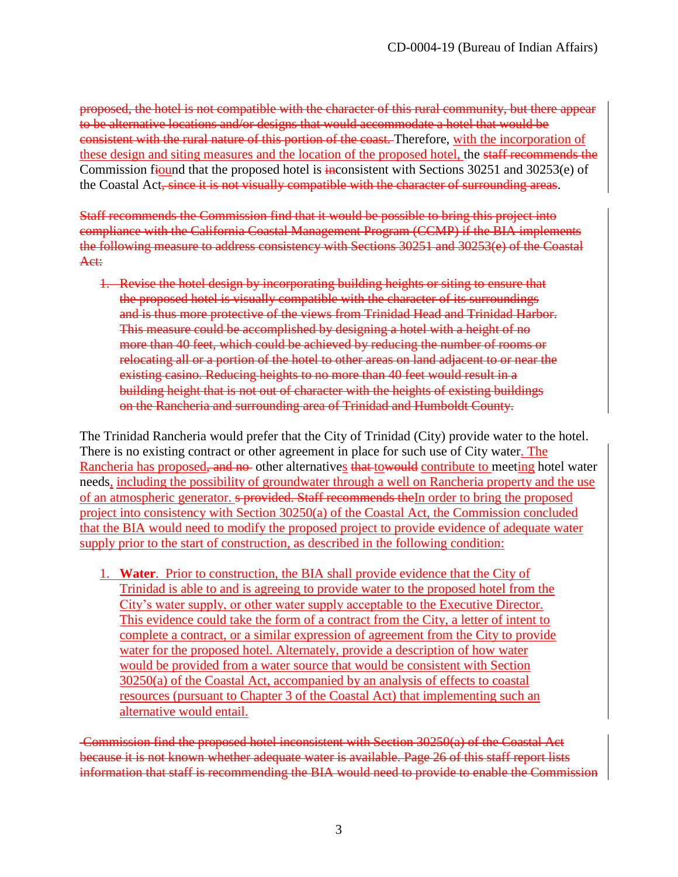~~proposed, the hotel is not compatible with the character of this rural community, but there appear to be alternative locations and/or designs that would accommodate a hotel that would be consistent with the rural nature of this portion of the coast.~~ Therefore, with the incorporation of these design and siting measures and the location of the proposed hotel, the ~~staff recommends the~~ Commission f~~i~~ound that the proposed hotel is ~~in~~consistent with Sections 30251 and 30253(e) of the Coastal Act~~, since it is not visually compatible with the character of surrounding areas~~.

~~Staff recommends the Commission find that it would be possible to bring this project into compliance with the California Coastal Management Program (CCMP) if the BIA implements the following measure to address consistency with Sections 30251 and 30253(e) of the Coastal Act:~~

1. ~~Revise the hotel design by incorporating building heights or siting to ensure that the proposed hotel is visually compatible with the character of its surroundings and is thus more protective of the views from Trinidad Head and Trinidad Harbor. This measure could be accomplished by designing a hotel with a height of no more than 40 feet, which could be achieved by reducing the number of rooms or relocating all or a portion of the hotel to other areas on land adjacent to or near the existing casino. Reducing heights to no more than 40 feet would result in a building height that is not out of character with the heights of existing buildings on the Rancheria and surrounding area of Trinidad and Humboldt County.~~

The Trinidad Rancheria would prefer that the City of Trinidad (City) provide water to the hotel. There is no existing contract or other agreement in place for such use of City water. The Rancheria has proposed~~, and no~~ other alternatives ~~that~~ ~~to~~would contribute to meeting hotel water needs, including the possibility of groundwater through a well on Rancheria property and the use of an atmospheric generator. ~~s provided. Staff recommends the~~In order to bring the proposed project into consistency with Section 30250(a) of the Coastal Act, the Commission concluded that the BIA would need to modify the proposed project to provide evidence of adequate water supply prior to the start of construction, as described in the following condition:

1. **Water**. Prior to construction, the BIA shall provide evidence that the City of Trinidad is able to and is agreeing to provide water to the proposed hotel from the City's water supply, or other water supply acceptable to the Executive Director. This evidence could take the form of a contract from the City, a letter of intent to complete a contract, or a similar expression of agreement from the City to provide water for the proposed hotel. Alternately, provide a description of how water would be provided from a water source that would be consistent with Section 30250(a) of the Coastal Act, accompanied by an analysis of effects to coastal resources (pursuant to Chapter 3 of the Coastal Act) that implementing such an alternative would entail.

~~Commission find the proposed hotel inconsistent with Section 30250(a) of the Coastal Act because it is not known whether adequate water is available. Page 26 of this staff report lists information that staff is recommending the BIA would need to provide to enable the Commission~~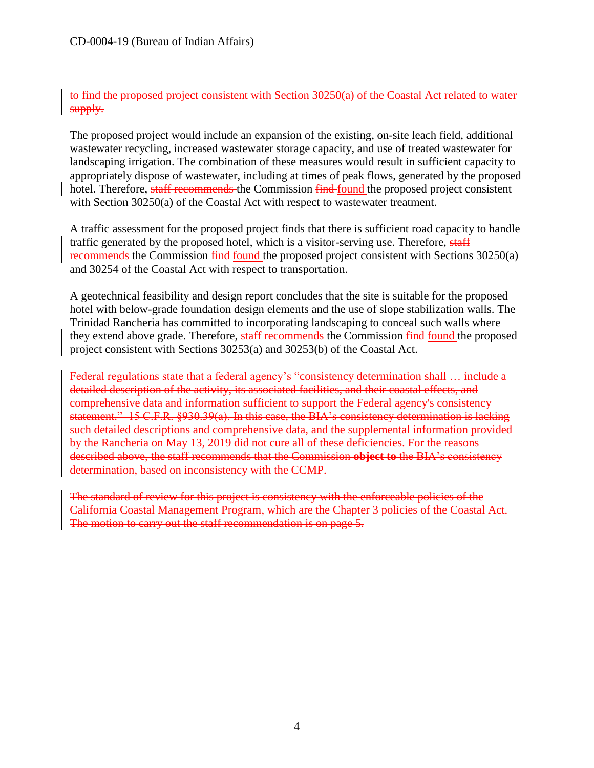~~to find the proposed project consistent with Section 30250(a) of the Coastal Act related to water supply.~~

The proposed project would include an expansion of the existing, on-site leach field, additional wastewater recycling, increased wastewater storage capacity, and use of treated wastewater for landscaping irrigation. The combination of these measures would result in sufficient capacity to appropriately dispose of wastewater, including at times of peak flows, generated by the proposed hotel. Therefore, ~~staff recommends~~ the Commission ~~find~~ found the proposed project consistent with Section 30250(a) of the Coastal Act with respect to wastewater treatment.

A traffic assessment for the proposed project finds that there is sufficient road capacity to handle traffic generated by the proposed hotel, which is a visitor-serving use. Therefore, ~~staff recommends~~ the Commission ~~find~~ found the proposed project consistent with Sections 30250(a) and 30254 of the Coastal Act with respect to transportation.

A geotechnical feasibility and design report concludes that the site is suitable for the proposed hotel with below-grade foundation design elements and the use of slope stabilization walls. The Trinidad Rancheria has committed to incorporating landscaping to conceal such walls where they extend above grade. Therefore, ~~staff recommends~~ the Commission ~~find~~ found the proposed project consistent with Sections 30253(a) and 30253(b) of the Coastal Act.

~~Federal regulations state that a federal agency's "consistency determination shall … include a detailed description of the activity, its associated facilities, and their coastal effects, and comprehensive data and information sufficient to support the Federal agency's consistency statement." 15 C.F.R. §930.39(a). In this case, the BIA's consistency determination is lacking such detailed descriptions and comprehensive data, and the supplemental information provided by the Rancheria on May 13, 2019 did not cure all of these deficiencies. For the reasons described above, the staff recommends that the Commission **object to** the BIA's consistency determination, based on inconsistency with the CCMP.~~

~~The standard of review for this project is consistency with the enforceable policies of the California Coastal Management Program, which are the Chapter 3 policies of the Coastal Act. The motion to carry out the staff recommendation is on page 5.~~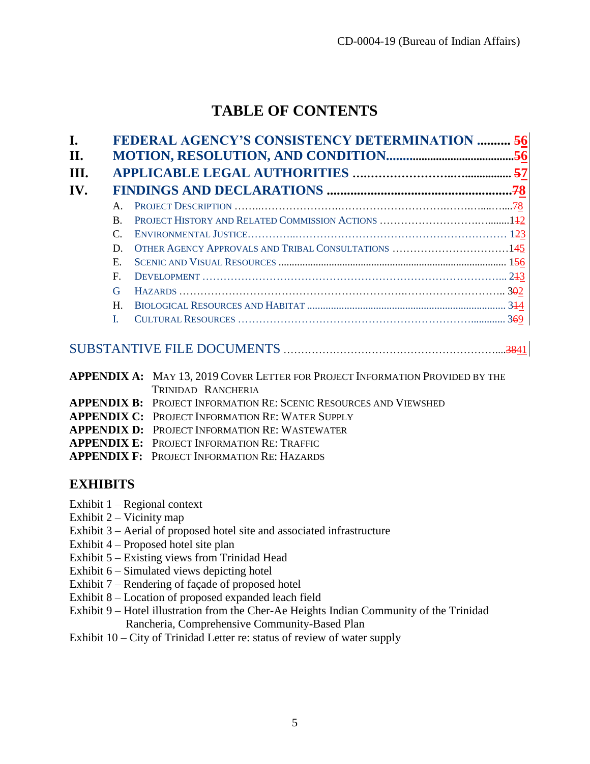# TABLE OF CONTENTS

- **I. FEDERAL AGENCY'S CONSISTENCY DETERMINATION .......... 56**
- **II. MOTION, RESOLUTION, AND CONDITION.......................................56**
- **III. APPLICABLE LEGAL AUTHORITIES ....................................... 57**
- **IV. FINDINGS AND DECLARATIONS .................................................78**
  - A. PROJECT DESCRIPTION .............................................................................78
  - B. PROJECT HISTORY AND RELATED COMMISSION ACTIONS .............................112
  - C. ENVIRONMENTAL JUSTICE.......................................................................... 123
  - D. OTHER AGENCY APPROVALS AND TRIBAL CONSULTATIONS ...............................145
  - E. SCENIC AND VISUAL RESOURCES ............................................................... 156
  - F. DEVELOPMENT ......................................................................................... 213
  - G HAZARDS ................................................................................................ 302
  - H. BIOLOGICAL RESOURCES AND HABITAT .................................................... 314
  - I. CULTURAL RESOURCES ............................................................................ 369

SUBSTANTIVE FILE DOCUMENTS ............................................................3841

**APPENDIX A:** MAY 13, 2019 COVER LETTER FOR PROJECT INFORMATION PROVIDED BY THE TRINIDAD RANCHERIA
**APPENDIX B:** PROJECT INFORMATION RE: SCENIC RESOURCES AND VIEWSHED
**APPENDIX C:** PROJECT INFORMATION RE: WATER SUPPLY
**APPENDIX D:** PROJECT INFORMATION RE: WASTEWATER
**APPENDIX E:** PROJECT INFORMATION RE: TRAFFIC
**APPENDIX F:** PROJECT INFORMATION RE: HAZARDS

## EXHIBITS

Exhibit 1 – Regional context
Exhibit 2 – Vicinity map
Exhibit 3 – Aerial of proposed hotel site and associated infrastructure
Exhibit 4 – Proposed hotel site plan
Exhibit 5 – Existing views from Trinidad Head
Exhibit 6 – Simulated views depicting hotel
Exhibit 7 – Rendering of façade of proposed hotel
Exhibit 8 – Location of proposed expanded leach field
Exhibit 9 – Hotel illustration from the Cher-Ae Heights Indian Community of the Trinidad Rancheria, Comprehensive Community-Based Plan
Exhibit 10 – City of Trinidad Letter re: status of review of water supply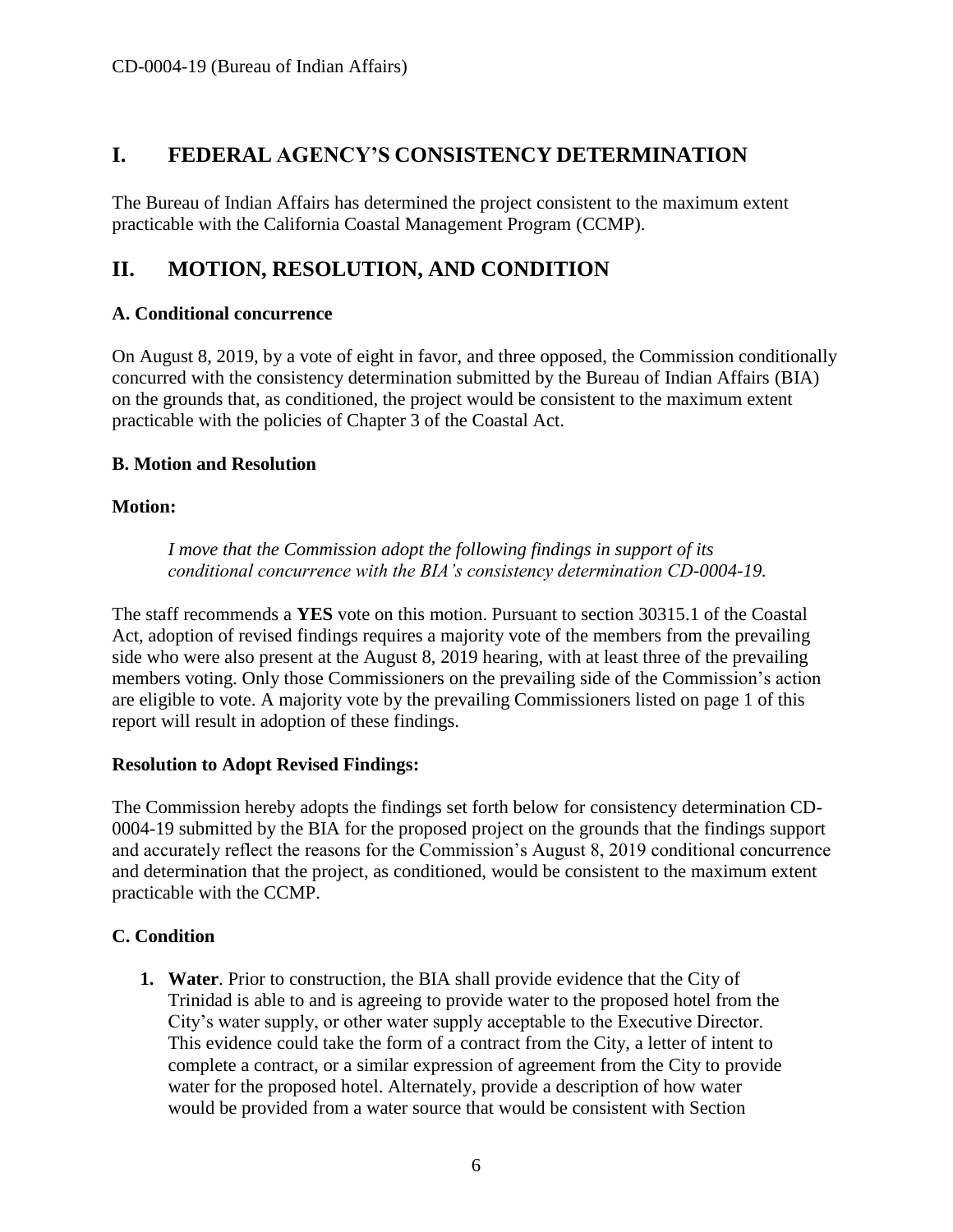# I. FEDERAL AGENCY'S CONSISTENCY DETERMINATION

The Bureau of Indian Affairs has determined the project consistent to the maximum extent practicable with the California Coastal Management Program (CCMP).

# II. MOTION, RESOLUTION, AND CONDITION

### A. Conditional concurrence

On August 8, 2019, by a vote of eight in favor, and three opposed, the Commission conditionally concurred with the consistency determination submitted by the Bureau of Indian Affairs (BIA) on the grounds that, as conditioned, the project would be consistent to the maximum extent practicable with the policies of Chapter 3 of the Coastal Act.

### B. Motion and Resolution

**Motion:**

> *I move that the Commission adopt the following findings in support of its conditional concurrence with the BIA's consistency determination CD-0004-19.*

The staff recommends a **YES** vote on this motion. Pursuant to section 30315.1 of the Coastal Act, adoption of revised findings requires a majority vote of the members from the prevailing side who were also present at the August 8, 2019 hearing, with at least three of the prevailing members voting. Only those Commissioners on the prevailing side of the Commission's action are eligible to vote. A majority vote by the prevailing Commissioners listed on page 1 of this report will result in adoption of these findings.

**Resolution to Adopt Revised Findings:**

The Commission hereby adopts the findings set forth below for consistency determination CD-0004-19 submitted by the BIA for the proposed project on the grounds that the findings support and accurately reflect the reasons for the Commission's August 8, 2019 conditional concurrence and determination that the project, as conditioned, would be consistent to the maximum extent practicable with the CCMP.

### C. Condition

1. **Water**. Prior to construction, the BIA shall provide evidence that the City of Trinidad is able to and is agreeing to provide water to the proposed hotel from the City's water supply, or other water supply acceptable to the Executive Director. This evidence could take the form of a contract from the City, a letter of intent to complete a contract, or a similar expression of agreement from the City to provide water for the proposed hotel. Alternately, provide a description of how water would be provided from a water source that would be consistent with Section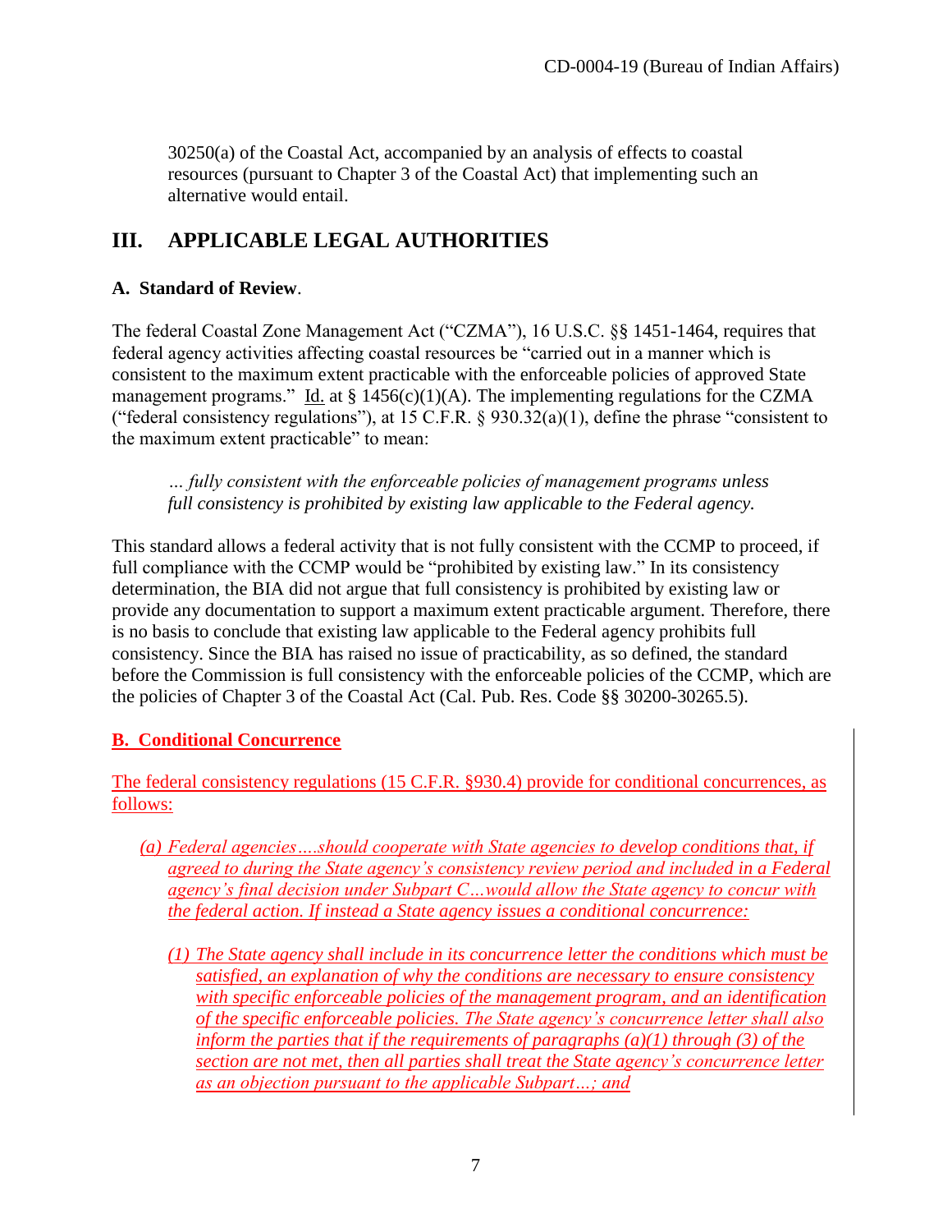30250(a) of the Coastal Act, accompanied by an analysis of effects to coastal resources (pursuant to Chapter 3 of the Coastal Act) that implementing such an alternative would entail.

## III. APPLICABLE LEGAL AUTHORITIES

### A. Standard of Review.

The federal Coastal Zone Management Act ("CZMA"), 16 U.S.C. §§ 1451-1464, requires that federal agency activities affecting coastal resources be "carried out in a manner which is consistent to the maximum extent practicable with the enforceable policies of approved State management programs." Id. at § 1456(c)(1)(A). The implementing regulations for the CZMA ("federal consistency regulations"), at 15 C.F.R. § 930.32(a)(1), define the phrase "consistent to the maximum extent practicable" to mean:

> *… fully consistent with the enforceable policies of management programs unless full consistency is prohibited by existing law applicable to the Federal agency.*

This standard allows a federal activity that is not fully consistent with the CCMP to proceed, if full compliance with the CCMP would be "prohibited by existing law." In its consistency determination, the BIA did not argue that full consistency is prohibited by existing law or provide any documentation to support a maximum extent practicable argument. Therefore, there is no basis to conclude that existing law applicable to the Federal agency prohibits full consistency. Since the BIA has raised no issue of practicability, as so defined, the standard before the Commission is full consistency with the enforceable policies of the CCMP, which are the policies of Chapter 3 of the Coastal Act (Cal. Pub. Res. Code §§ 30200-30265.5).

### B. Conditional Concurrence

The federal consistency regulations (15 C.F.R. §930.4) provide for conditional concurrences, as follows:

> *(a) Federal agencies….should cooperate with State agencies to develop conditions that, if agreed to during the State agency's consistency review period and included in a Federal agency's final decision under Subpart C…would allow the State agency to concur with the federal action. If instead a State agency issues a conditional concurrence:*
>
> > *(1) The State agency shall include in its concurrence letter the conditions which must be satisfied, an explanation of why the conditions are necessary to ensure consistency with specific enforceable policies of the management program, and an identification of the specific enforceable policies. The State agency's concurrence letter shall also inform the parties that if the requirements of paragraphs (a)(1) through (3) of the section are not met, then all parties shall treat the State agency's concurrence letter as an objection pursuant to the applicable Subpart…; and*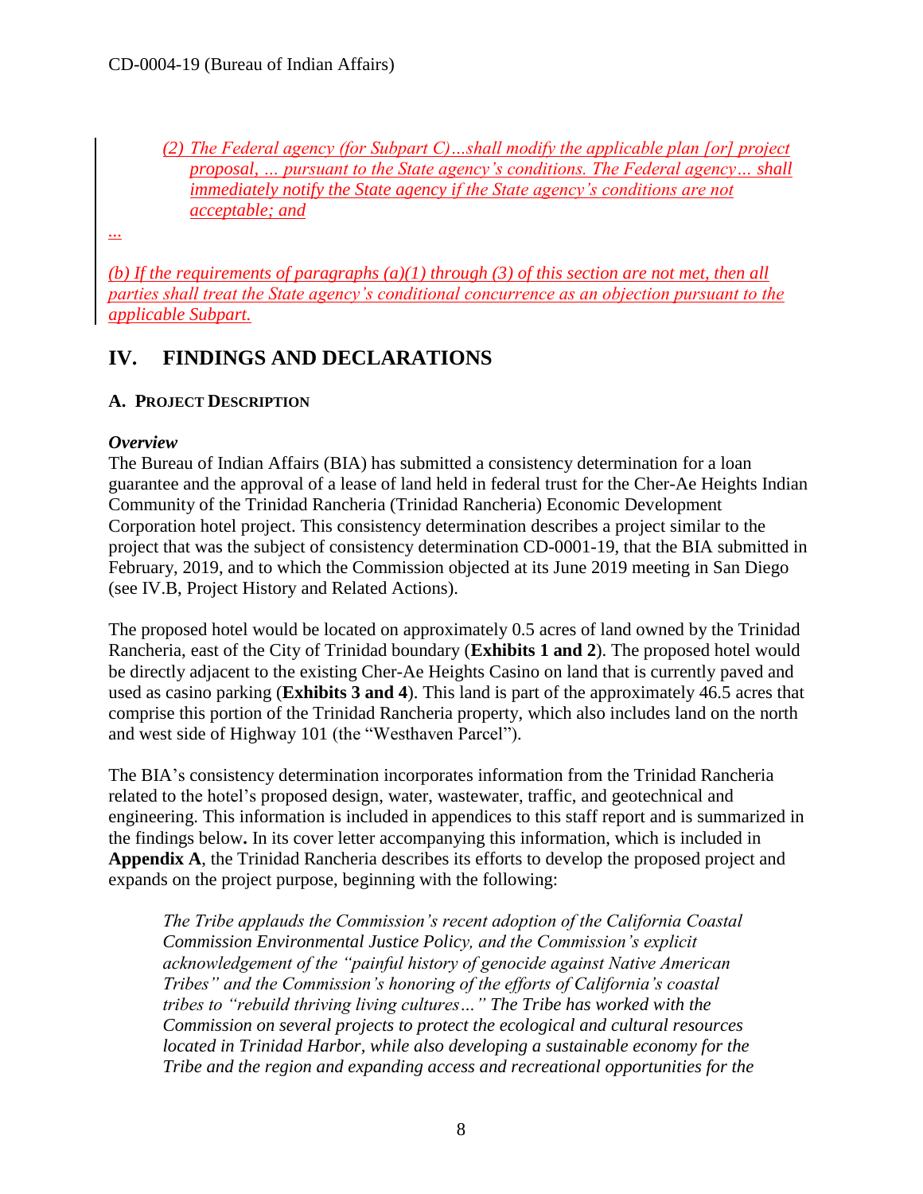*(2) The Federal agency (for Subpart C)…shall modify the applicable plan [or] project proposal, … pursuant to the State agency's conditions. The Federal agency… shall immediately notify the State agency if the State agency's conditions are not acceptable; and*

*…*

*(b) If the requirements of paragraphs (a)(1) through (3) of this section are not met, then all parties shall treat the State agency's conditional concurrence as an objection pursuant to the applicable Subpart.*

# IV. FINDINGS AND DECLARATIONS

## A. PROJECT DESCRIPTION

***Overview***

The Bureau of Indian Affairs (BIA) has submitted a consistency determination for a loan guarantee and the approval of a lease of land held in federal trust for the Cher-Ae Heights Indian Community of the Trinidad Rancheria (Trinidad Rancheria) Economic Development Corporation hotel project. This consistency determination describes a project similar to the project that was the subject of consistency determination CD-0001-19, that the BIA submitted in February, 2019, and to which the Commission objected at its June 2019 meeting in San Diego (see IV.B, Project History and Related Actions).

The proposed hotel would be located on approximately 0.5 acres of land owned by the Trinidad Rancheria, east of the City of Trinidad boundary (**Exhibits 1 and 2**). The proposed hotel would be directly adjacent to the existing Cher-Ae Heights Casino on land that is currently paved and used as casino parking (**Exhibits 3 and 4**). This land is part of the approximately 46.5 acres that comprise this portion of the Trinidad Rancheria property, which also includes land on the north and west side of Highway 101 (the "Westhaven Parcel").

The BIA's consistency determination incorporates information from the Trinidad Rancheria related to the hotel's proposed design, water, wastewater, traffic, and geotechnical and engineering. This information is included in appendices to this staff report and is summarized in the findings below**.** In its cover letter accompanying this information, which is included in **Appendix A**, the Trinidad Rancheria describes its efforts to develop the proposed project and expands on the project purpose, beginning with the following:

> *The Tribe applauds the Commission's recent adoption of the California Coastal Commission Environmental Justice Policy, and the Commission's explicit acknowledgement of the "painful history of genocide against Native American Tribes" and the Commission's honoring of the efforts of California's coastal tribes to "rebuild thriving living cultures…" The Tribe has worked with the Commission on several projects to protect the ecological and cultural resources located in Trinidad Harbor, while also developing a sustainable economy for the Tribe and the region and expanding access and recreational opportunities for the*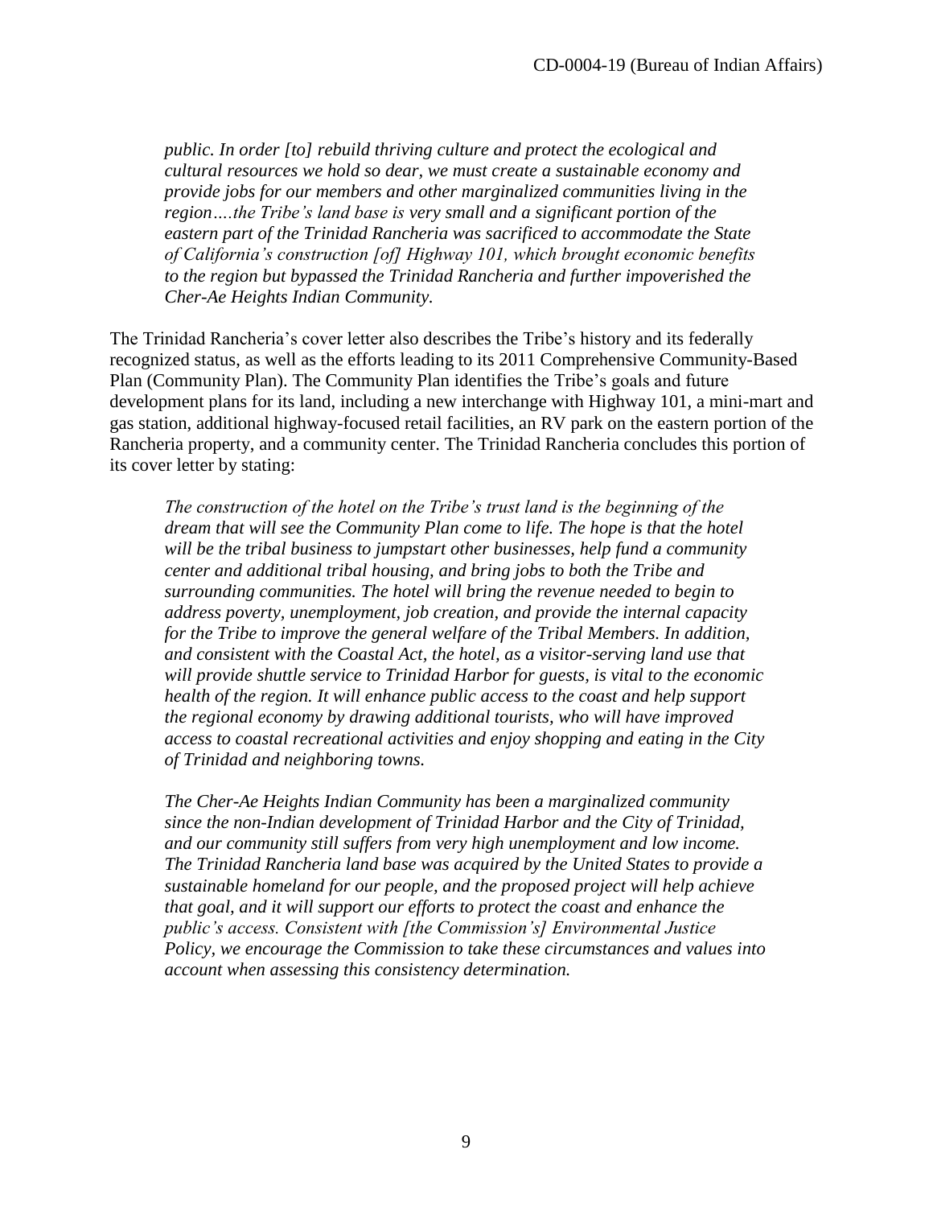*public. In order [to] rebuild thriving culture and protect the ecological and cultural resources we hold so dear, we must create a sustainable economy and provide jobs for our members and other marginalized communities living in the region….the Tribe's land base is very small and a significant portion of the eastern part of the Trinidad Rancheria was sacrificed to accommodate the State of California's construction [of] Highway 101, which brought economic benefits to the region but bypassed the Trinidad Rancheria and further impoverished the Cher-Ae Heights Indian Community.*

The Trinidad Rancheria's cover letter also describes the Tribe's history and its federally recognized status, as well as the efforts leading to its 2011 Comprehensive Community-Based Plan (Community Plan). The Community Plan identifies the Tribe's goals and future development plans for its land, including a new interchange with Highway 101, a mini-mart and gas station, additional highway-focused retail facilities, an RV park on the eastern portion of the Rancheria property, and a community center. The Trinidad Rancheria concludes this portion of its cover letter by stating:

*The construction of the hotel on the Tribe's trust land is the beginning of the dream that will see the Community Plan come to life. The hope is that the hotel will be the tribal business to jumpstart other businesses, help fund a community center and additional tribal housing, and bring jobs to both the Tribe and surrounding communities. The hotel will bring the revenue needed to begin to address poverty, unemployment, job creation, and provide the internal capacity for the Tribe to improve the general welfare of the Tribal Members. In addition, and consistent with the Coastal Act, the hotel, as a visitor-serving land use that will provide shuttle service to Trinidad Harbor for guests, is vital to the economic health of the region. It will enhance public access to the coast and help support the regional economy by drawing additional tourists, who will have improved access to coastal recreational activities and enjoy shopping and eating in the City of Trinidad and neighboring towns.*

*The Cher-Ae Heights Indian Community has been a marginalized community since the non-Indian development of Trinidad Harbor and the City of Trinidad, and our community still suffers from very high unemployment and low income. The Trinidad Rancheria land base was acquired by the United States to provide a sustainable homeland for our people, and the proposed project will help achieve that goal, and it will support our efforts to protect the coast and enhance the public's access. Consistent with [the Commission's] Environmental Justice Policy, we encourage the Commission to take these circumstances and values into account when assessing this consistency determination.*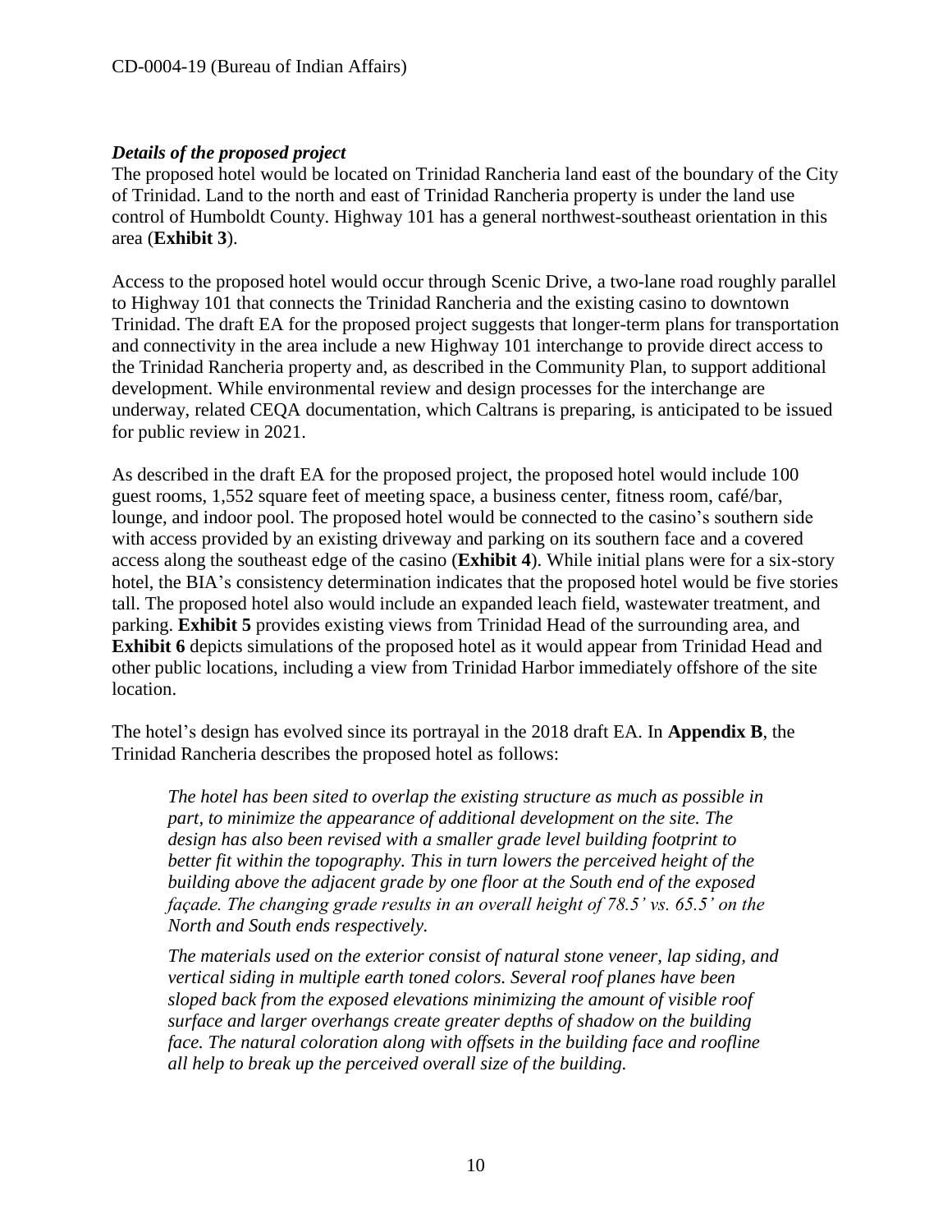***Details of the proposed project***

The proposed hotel would be located on Trinidad Rancheria land east of the boundary of the City of Trinidad. Land to the north and east of Trinidad Rancheria property is under the land use control of Humboldt County. Highway 101 has a general northwest-southeast orientation in this area (**Exhibit 3**).

Access to the proposed hotel would occur through Scenic Drive, a two-lane road roughly parallel to Highway 101 that connects the Trinidad Rancheria and the existing casino to downtown Trinidad. The draft EA for the proposed project suggests that longer-term plans for transportation and connectivity in the area include a new Highway 101 interchange to provide direct access to the Trinidad Rancheria property and, as described in the Community Plan, to support additional development. While environmental review and design processes for the interchange are underway, related CEQA documentation, which Caltrans is preparing, is anticipated to be issued for public review in 2021.

As described in the draft EA for the proposed project, the proposed hotel would include 100 guest rooms, 1,552 square feet of meeting space, a business center, fitness room, café/bar, lounge, and indoor pool. The proposed hotel would be connected to the casino's southern side with access provided by an existing driveway and parking on its southern face and a covered access along the southeast edge of the casino (**Exhibit 4**). While initial plans were for a six-story hotel, the BIA's consistency determination indicates that the proposed hotel would be five stories tall. The proposed hotel also would include an expanded leach field, wastewater treatment, and parking. **Exhibit 5** provides existing views from Trinidad Head of the surrounding area, and **Exhibit 6** depicts simulations of the proposed hotel as it would appear from Trinidad Head and other public locations, including a view from Trinidad Harbor immediately offshore of the site location.

The hotel's design has evolved since its portrayal in the 2018 draft EA. In **Appendix B**, the Trinidad Rancheria describes the proposed hotel as follows:

> *The hotel has been sited to overlap the existing structure as much as possible in part, to minimize the appearance of additional development on the site. The design has also been revised with a smaller grade level building footprint to better fit within the topography. This in turn lowers the perceived height of the building above the adjacent grade by one floor at the South end of the exposed façade. The changing grade results in an overall height of 78.5' vs. 65.5' on the North and South ends respectively.*
>
> *The materials used on the exterior consist of natural stone veneer, lap siding, and vertical siding in multiple earth toned colors. Several roof planes have been sloped back from the exposed elevations minimizing the amount of visible roof surface and larger overhangs create greater depths of shadow on the building face. The natural coloration along with offsets in the building face and roofline all help to break up the perceived overall size of the building.*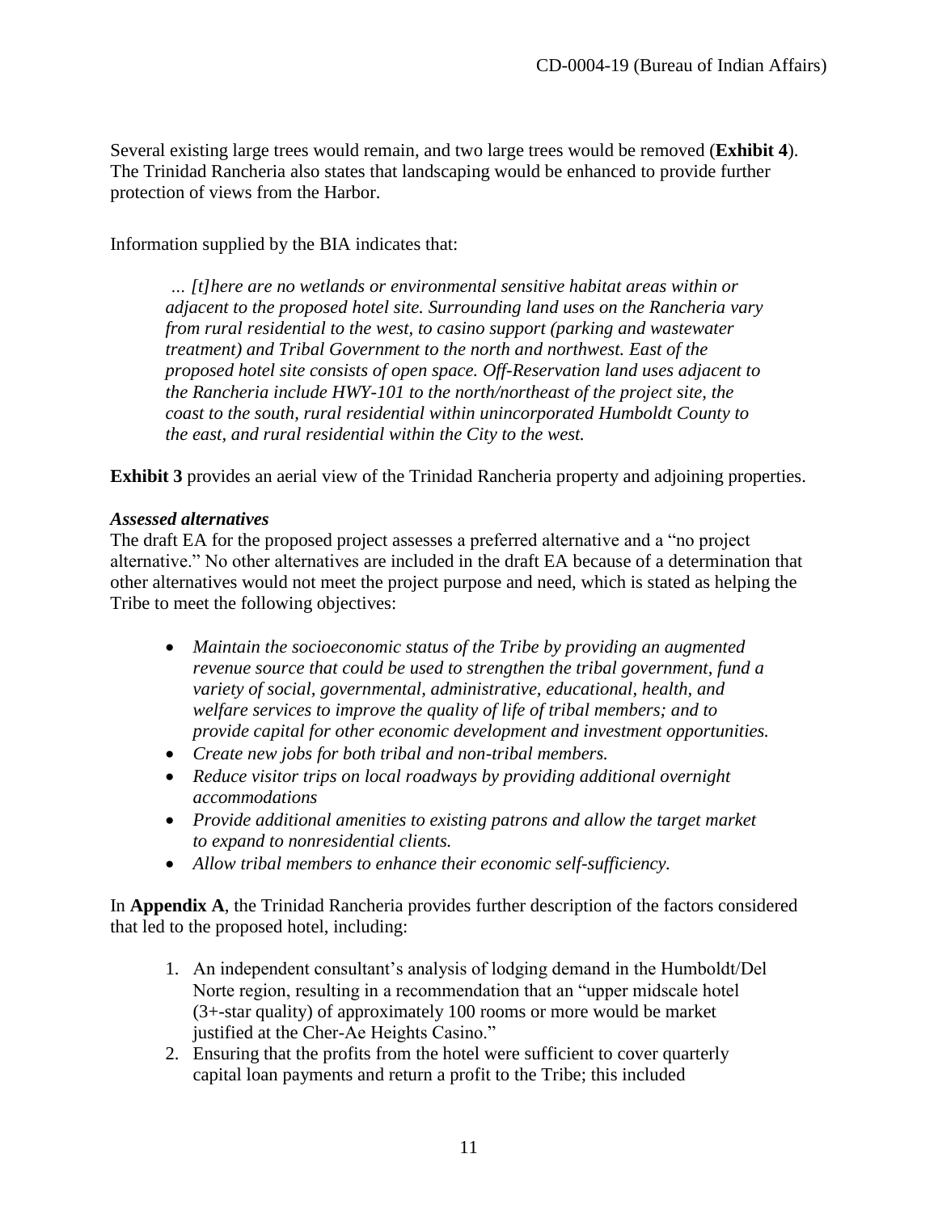Several existing large trees would remain, and two large trees would be removed (**Exhibit 4**). The Trinidad Rancheria also states that landscaping would be enhanced to provide further protection of views from the Harbor.

Information supplied by the BIA indicates that:

> *… [t]here are no wetlands or environmental sensitive habitat areas within or adjacent to the proposed hotel site. Surrounding land uses on the Rancheria vary from rural residential to the west, to casino support (parking and wastewater treatment) and Tribal Government to the north and northwest. East of the proposed hotel site consists of open space. Off-Reservation land uses adjacent to the Rancheria include HWY-101 to the north/northeast of the project site, the coast to the south, rural residential within unincorporated Humboldt County to the east, and rural residential within the City to the west.*

**Exhibit 3** provides an aerial view of the Trinidad Rancheria property and adjoining properties.

***Assessed alternatives***

The draft EA for the proposed project assesses a preferred alternative and a "no project alternative." No other alternatives are included in the draft EA because of a determination that other alternatives would not meet the project purpose and need, which is stated as helping the Tribe to meet the following objectives:

- *Maintain the socioeconomic status of the Tribe by providing an augmented revenue source that could be used to strengthen the tribal government, fund a variety of social, governmental, administrative, educational, health, and welfare services to improve the quality of life of tribal members; and to provide capital for other economic development and investment opportunities.*
- *Create new jobs for both tribal and non-tribal members.*
- *Reduce visitor trips on local roadways by providing additional overnight accommodations*
- *Provide additional amenities to existing patrons and allow the target market to expand to nonresidential clients.*
- *Allow tribal members to enhance their economic self-sufficiency.*

In **Appendix A**, the Trinidad Rancheria provides further description of the factors considered that led to the proposed hotel, including:

1. An independent consultant's analysis of lodging demand in the Humboldt/Del Norte region, resulting in a recommendation that an "upper midscale hotel (3+-star quality) of approximately 100 rooms or more would be market justified at the Cher-Ae Heights Casino."
2. Ensuring that the profits from the hotel were sufficient to cover quarterly capital loan payments and return a profit to the Tribe; this included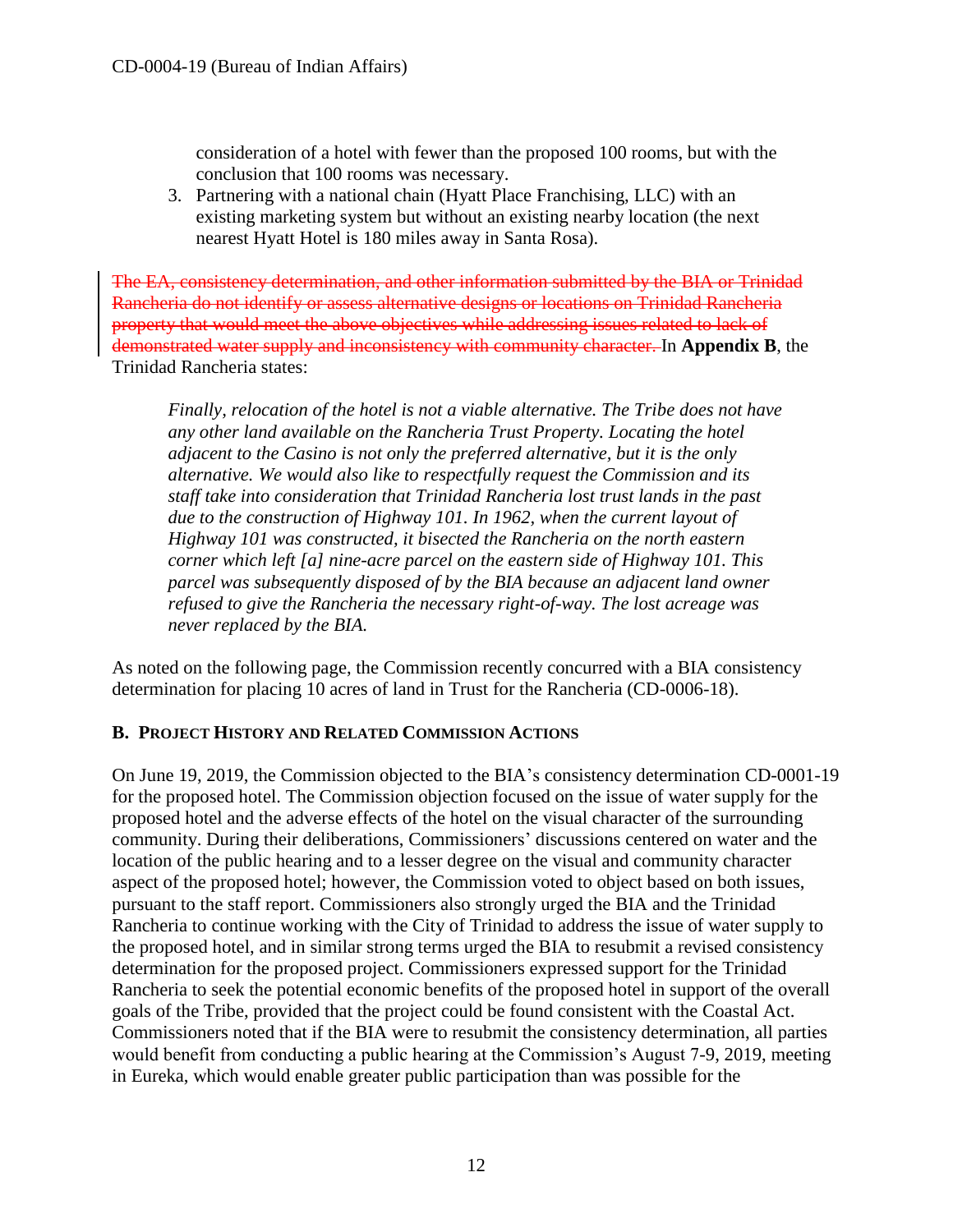consideration of a hotel with fewer than the proposed 100 rooms, but with the conclusion that 100 rooms was necessary.

3. Partnering with a national chain (Hyatt Place Franchising, LLC) with an existing marketing system but without an existing nearby location (the next nearest Hyatt Hotel is 180 miles away in Santa Rosa).

~~The EA, consistency determination, and other information submitted by the BIA or Trinidad Rancheria do not identify or assess alternative designs or locations on Trinidad Rancheria property that would meet the above objectives while addressing issues related to lack of demonstrated water supply and inconsistency with community character.~~ In **Appendix B**, the Trinidad Rancheria states:

> *Finally, relocation of the hotel is not a viable alternative. The Tribe does not have any other land available on the Rancheria Trust Property. Locating the hotel adjacent to the Casino is not only the preferred alternative, but it is the only alternative. We would also like to respectfully request the Commission and its staff take into consideration that Trinidad Rancheria lost trust lands in the past due to the construction of Highway 101. In 1962, when the current layout of Highway 101 was constructed, it bisected the Rancheria on the north eastern corner which left [a] nine-acre parcel on the eastern side of Highway 101. This parcel was subsequently disposed of by the BIA because an adjacent land owner refused to give the Rancheria the necessary right-of-way. The lost acreage was never replaced by the BIA.*

As noted on the following page, the Commission recently concurred with a BIA consistency determination for placing 10 acres of land in Trust for the Rancheria (CD-0006-18).

### B. Project History and Related Commission Actions

On June 19, 2019, the Commission objected to the BIA's consistency determination CD-0001-19 for the proposed hotel. The Commission objection focused on the issue of water supply for the proposed hotel and the adverse effects of the hotel on the visual character of the surrounding community. During their deliberations, Commissioners' discussions centered on water and the location of the public hearing and to a lesser degree on the visual and community character aspect of the proposed hotel; however, the Commission voted to object based on both issues, pursuant to the staff report. Commissioners also strongly urged the BIA and the Trinidad Rancheria to continue working with the City of Trinidad to address the issue of water supply to the proposed hotel, and in similar strong terms urged the BIA to resubmit a revised consistency determination for the proposed project. Commissioners expressed support for the Trinidad Rancheria to seek the potential economic benefits of the proposed hotel in support of the overall goals of the Tribe, provided that the project could be found consistent with the Coastal Act. Commissioners noted that if the BIA were to resubmit the consistency determination, all parties would benefit from conducting a public hearing at the Commission's August 7-9, 2019, meeting in Eureka, which would enable greater public participation than was possible for the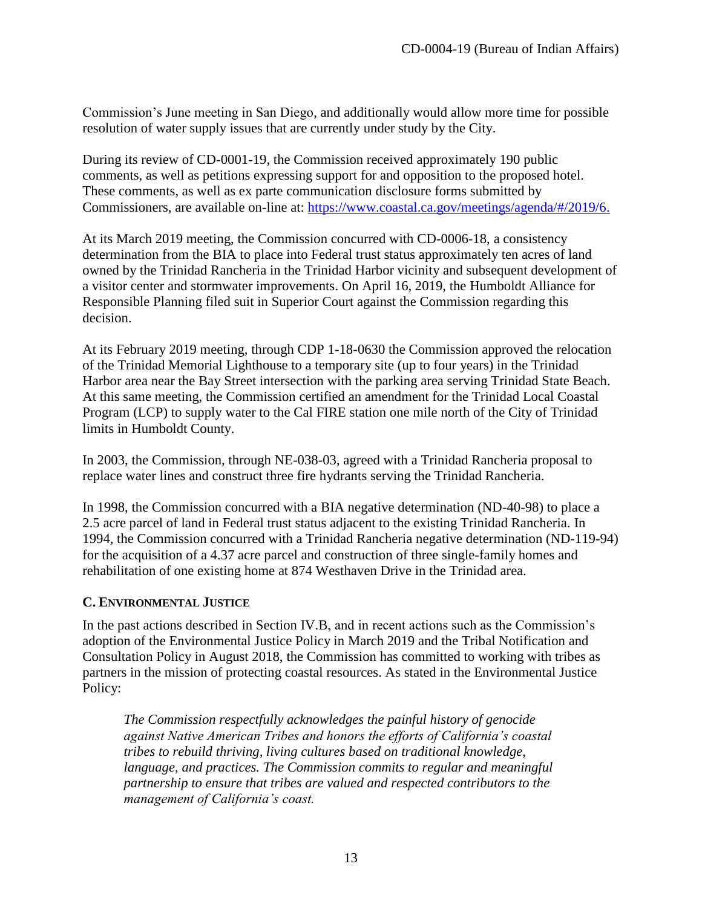Commission's June meeting in San Diego, and additionally would allow more time for possible resolution of water supply issues that are currently under study by the City.

During its review of CD-0001-19, the Commission received approximately 190 public comments, as well as petitions expressing support for and opposition to the proposed hotel. These comments, as well as ex parte communication disclosure forms submitted by Commissioners, are available on-line at: https://www.coastal.ca.gov/meetings/agenda/#/2019/6.

At its March 2019 meeting, the Commission concurred with CD-0006-18, a consistency determination from the BIA to place into Federal trust status approximately ten acres of land owned by the Trinidad Rancheria in the Trinidad Harbor vicinity and subsequent development of a visitor center and stormwater improvements. On April 16, 2019, the Humboldt Alliance for Responsible Planning filed suit in Superior Court against the Commission regarding this decision.

At its February 2019 meeting, through CDP 1-18-0630 the Commission approved the relocation of the Trinidad Memorial Lighthouse to a temporary site (up to four years) in the Trinidad Harbor area near the Bay Street intersection with the parking area serving Trinidad State Beach. At this same meeting, the Commission certified an amendment for the Trinidad Local Coastal Program (LCP) to supply water to the Cal FIRE station one mile north of the City of Trinidad limits in Humboldt County.

In 2003, the Commission, through NE-038-03, agreed with a Trinidad Rancheria proposal to replace water lines and construct three fire hydrants serving the Trinidad Rancheria.

In 1998, the Commission concurred with a BIA negative determination (ND-40-98) to place a 2.5 acre parcel of land in Federal trust status adjacent to the existing Trinidad Rancheria. In 1994, the Commission concurred with a Trinidad Rancheria negative determination (ND-119-94) for the acquisition of a 4.37 acre parcel and construction of three single-family homes and rehabilitation of one existing home at 874 Westhaven Drive in the Trinidad area.

### C. ENVIRONMENTAL JUSTICE

In the past actions described in Section IV.B, and in recent actions such as the Commission's adoption of the Environmental Justice Policy in March 2019 and the Tribal Notification and Consultation Policy in August 2018, the Commission has committed to working with tribes as partners in the mission of protecting coastal resources. As stated in the Environmental Justice Policy:

> *The Commission respectfully acknowledges the painful history of genocide against Native American Tribes and honors the efforts of California's coastal tribes to rebuild thriving, living cultures based on traditional knowledge, language, and practices. The Commission commits to regular and meaningful partnership to ensure that tribes are valued and respected contributors to the management of California's coast.*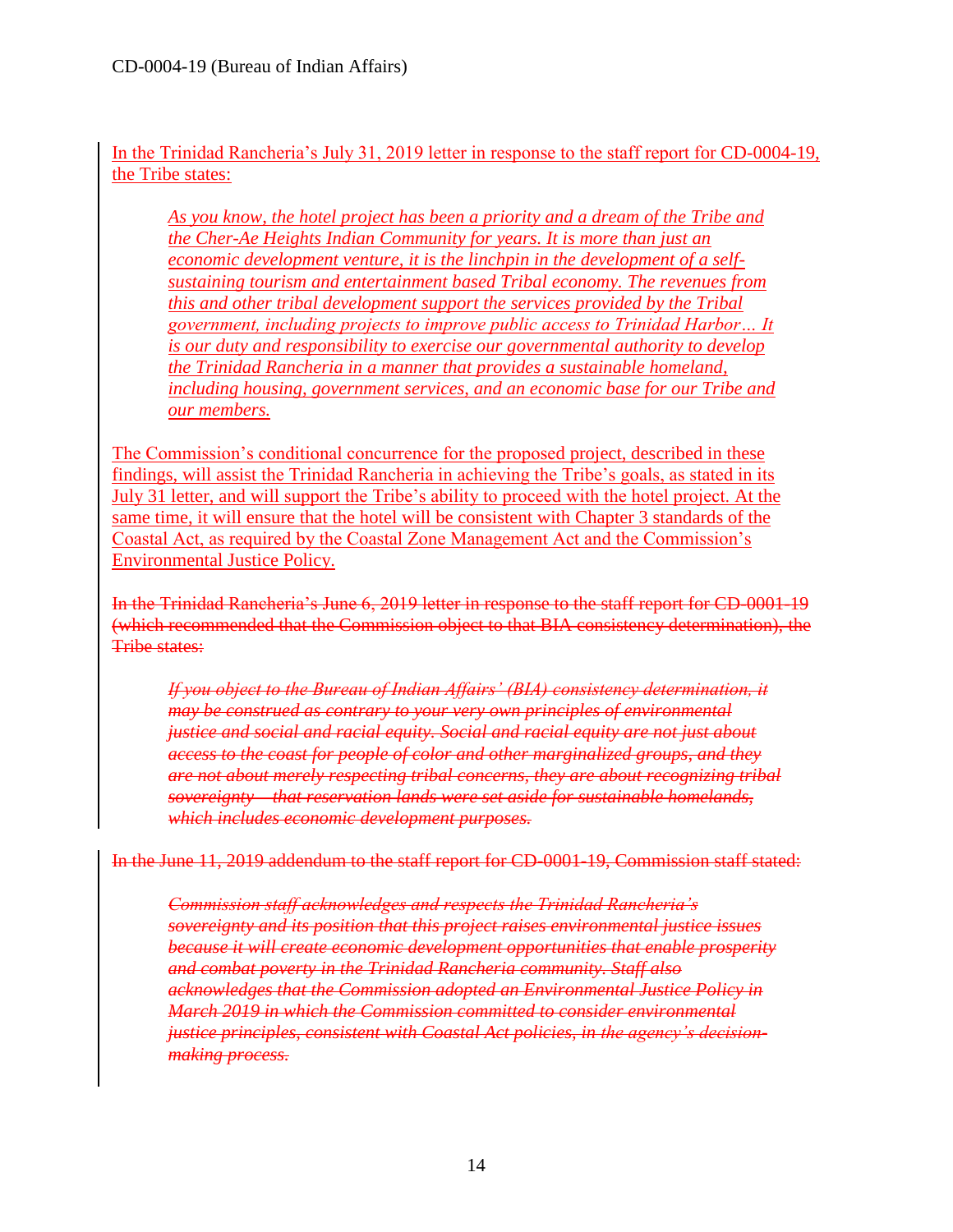In the Trinidad Rancheria's July 31, 2019 letter in response to the staff report for CD-0004-19, the Tribe states:

> *As you know, the hotel project has been a priority and a dream of the Tribe and the Cher-Ae Heights Indian Community for years. It is more than just an economic development venture, it is the linchpin in the development of a self-sustaining tourism and entertainment based Tribal economy. The revenues from this and other tribal development support the services provided by the Tribal government, including projects to improve public access to Trinidad Harbor… It is our duty and responsibility to exercise our governmental authority to develop the Trinidad Rancheria in a manner that provides a sustainable homeland, including housing, government services, and an economic base for our Tribe and our members.*

The Commission's conditional concurrence for the proposed project, described in these findings, will assist the Trinidad Rancheria in achieving the Tribe's goals, as stated in its July 31 letter, and will support the Tribe's ability to proceed with the hotel project. At the same time, it will ensure that the hotel will be consistent with Chapter 3 standards of the Coastal Act, as required by the Coastal Zone Management Act and the Commission's Environmental Justice Policy.

~~In the Trinidad Rancheria's June 6, 2019 letter in response to the staff report for CD-0001-19 (which recommended that the Commission object to that BIA consistency determination), the Tribe states:~~

> ~~*If you object to the Bureau of Indian Affairs' (BIA) consistency determination, it may be construed as contrary to your very own principles of environmental justice and social and racial equity. Social and racial equity are not just about access to the coast for people of color and other marginalized groups, and they are not about merely respecting tribal concerns, they are about recognizing tribal sovereignty – that reservation lands were set aside for sustainable homelands, which includes economic development purposes.*~~

~~In the June 11, 2019 addendum to the staff report for CD-0001-19, Commission staff stated:~~

> ~~*Commission staff acknowledges and respects the Trinidad Rancheria's sovereignty and its position that this project raises environmental justice issues because it will create economic development opportunities that enable prosperity and combat poverty in the Trinidad Rancheria community. Staff also acknowledges that the Commission adopted an Environmental Justice Policy in March 2019 in which the Commission committed to consider environmental justice principles, consistent with Coastal Act policies, in the agency's decision-making process.*~~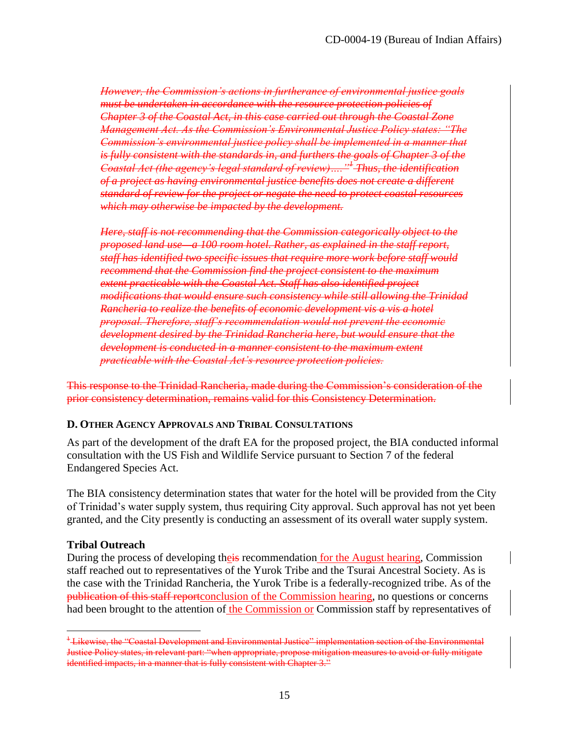~~*However, the Commission's actions in furtherance of environmental justice goals must be undertaken in accordance with the resource protection policies of Chapter 3 of the Coastal Act, in this case carried out through the Coastal Zone Management Act. As the Commission's Environmental Justice Policy states: "The Commission's environmental justice policy shall be implemented in a manner that is fully consistent with the standards in, and furthers the goals of Chapter 3 of the Coastal Act (the agency's legal standard of review)…."[1] Thus, the identification of a project as having environmental justice benefits does not create a different standard of review for the project or negate the need to protect coastal resources which may otherwise be impacted by the development.*~~

~~*Here, staff is not recommending that the Commission categorically object to the proposed land use—a 100 room hotel. Rather, as explained in the staff report, staff has identified two specific issues that require more work before staff would recommend that the Commission find the project consistent to the maximum extent practicable with the Coastal Act. Staff has also identified project modifications that would ensure such consistency while still allowing the Trinidad Rancheria to realize the benefits of economic development vis a vis a hotel proposal. Therefore, staff's recommendation would not prevent the economic development desired by the Trinidad Rancheria here, but would ensure that the development is conducted in a manner consistent to the maximum extent practicable with the Coastal Act's resource protection policies.*~~

~~This response to the Trinidad Rancheria, made during the Commission's consideration of the prior consistency determination, remains valid for this Consistency Determination.~~

### D. Other Agency Approvals and Tribal Consultations

As part of the development of the draft EA for the proposed project, the BIA conducted informal consultation with the US Fish and Wildlife Service pursuant to Section 7 of the federal Endangered Species Act.

The BIA consistency determination states that water for the hotel will be provided from the City of Trinidad's water supply system, thus requiring City approval. Such approval has not yet been granted, and the City presently is conducting an assessment of its overall water supply system.

**Tribal Outreach**

During the process of developing the~~is~~ recommendation for the August hearing, Commission staff reached out to representatives of the Yurok Tribe and the Tsurai Ancestral Society. As is the case with the Trinidad Rancheria, the Yurok Tribe is a federally-recognized tribe. As of the ~~publication of this staff report~~conclusion of the Commission hearing, no questions or concerns had been brought to the attention of the Commission or Commission staff by representatives of

---

~~[1] Likewise, the "Coastal Development and Environmental Justice" implementation section of the Environmental Justice Policy states, in relevant part: "when appropriate, propose mitigation measures to avoid or fully mitigate identified impacts, in a manner that is fully consistent with Chapter 3."~~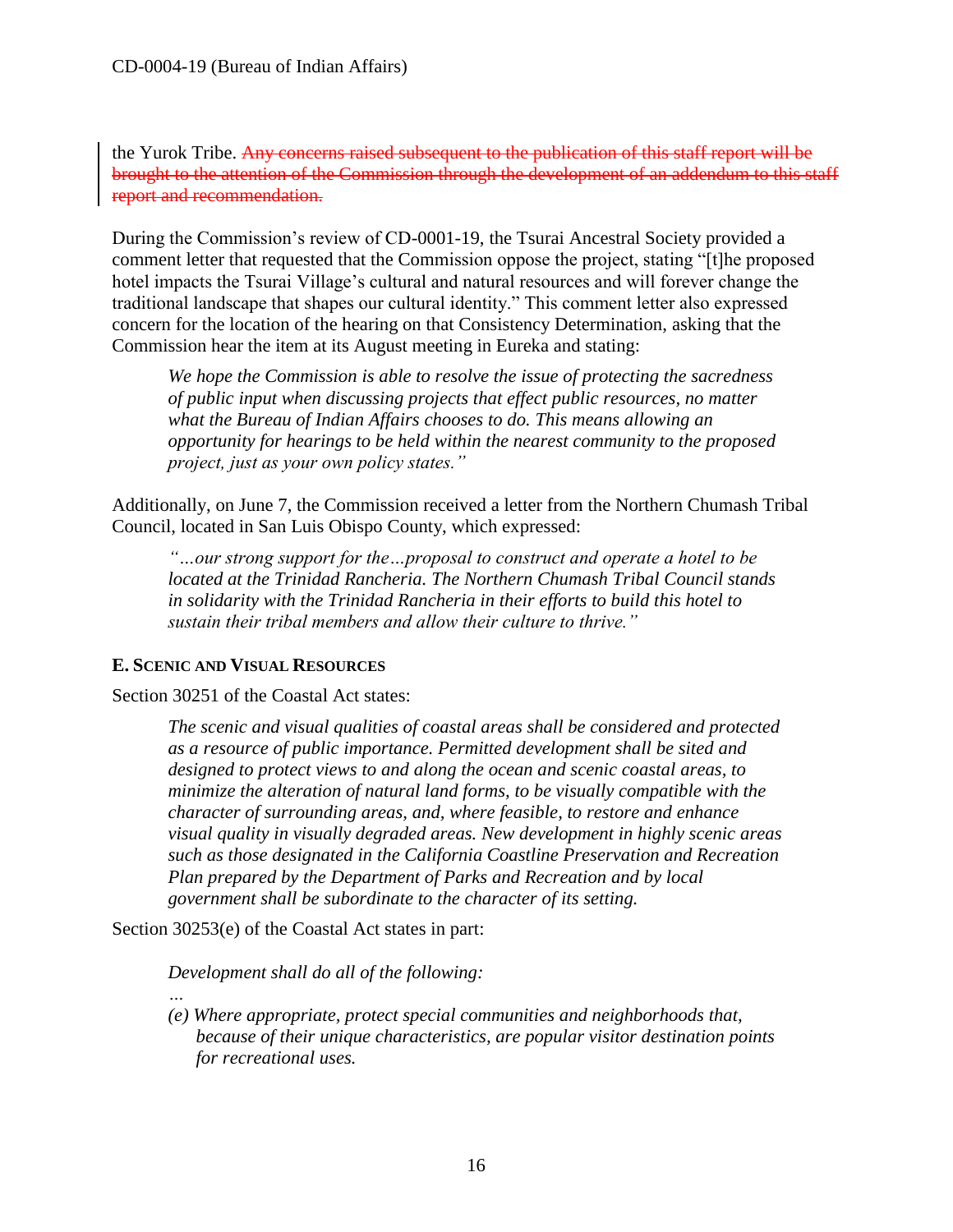the Yurok Tribe. ~~Any concerns raised subsequent to the publication of this staff report will be brought to the attention of the Commission through the development of an addendum to this staff report and recommendation.~~

During the Commission's review of CD-0001-19, the Tsurai Ancestral Society provided a comment letter that requested that the Commission oppose the project, stating "[t]he proposed hotel impacts the Tsurai Village's cultural and natural resources and will forever change the traditional landscape that shapes our cultural identity." This comment letter also expressed concern for the location of the hearing on that Consistency Determination, asking that the Commission hear the item at its August meeting in Eureka and stating:

> *We hope the Commission is able to resolve the issue of protecting the sacredness of public input when discussing projects that effect public resources, no matter what the Bureau of Indian Affairs chooses to do. This means allowing an opportunity for hearings to be held within the nearest community to the proposed project, just as your own policy states."*

Additionally, on June 7, the Commission received a letter from the Northern Chumash Tribal Council, located in San Luis Obispo County, which expressed:

> *"…our strong support for the…proposal to construct and operate a hotel to be located at the Trinidad Rancheria. The Northern Chumash Tribal Council stands in solidarity with the Trinidad Rancheria in their efforts to build this hotel to sustain their tribal members and allow their culture to thrive."*

### E. Scenic and Visual Resources

Section 30251 of the Coastal Act states:

> *The scenic and visual qualities of coastal areas shall be considered and protected as a resource of public importance. Permitted development shall be sited and designed to protect views to and along the ocean and scenic coastal areas, to minimize the alteration of natural land forms, to be visually compatible with the character of surrounding areas, and, where feasible, to restore and enhance visual quality in visually degraded areas. New development in highly scenic areas such as those designated in the California Coastline Preservation and Recreation Plan prepared by the Department of Parks and Recreation and by local government shall be subordinate to the character of its setting.*

Section 30253(e) of the Coastal Act states in part:

> *Development shall do all of the following:*
>
> *…*
>
> *(e) Where appropriate, protect special communities and neighborhoods that, because of their unique characteristics, are popular visitor destination points for recreational uses.*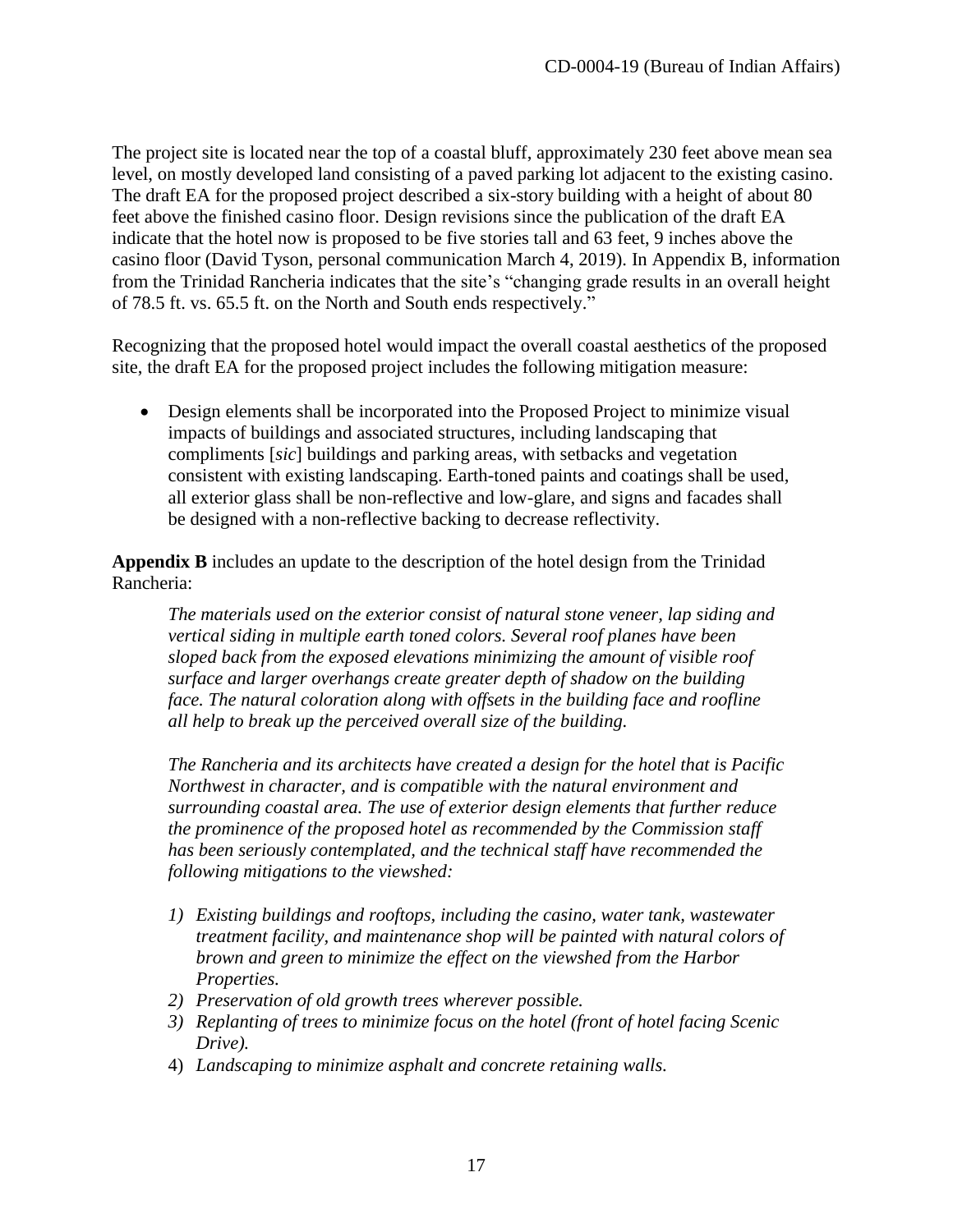The project site is located near the top of a coastal bluff, approximately 230 feet above mean sea level, on mostly developed land consisting of a paved parking lot adjacent to the existing casino. The draft EA for the proposed project described a six-story building with a height of about 80 feet above the finished casino floor. Design revisions since the publication of the draft EA indicate that the hotel now is proposed to be five stories tall and 63 feet, 9 inches above the casino floor (David Tyson, personal communication March 4, 2019). In Appendix B, information from the Trinidad Rancheria indicates that the site's "changing grade results in an overall height of 78.5 ft. vs. 65.5 ft. on the North and South ends respectively."

Recognizing that the proposed hotel would impact the overall coastal aesthetics of the proposed site, the draft EA for the proposed project includes the following mitigation measure:

- Design elements shall be incorporated into the Proposed Project to minimize visual impacts of buildings and associated structures, including landscaping that compliments [*sic*] buildings and parking areas, with setbacks and vegetation consistent with existing landscaping. Earth-toned paints and coatings shall be used, all exterior glass shall be non-reflective and low-glare, and signs and facades shall be designed with a non-reflective backing to decrease reflectivity.

**Appendix B** includes an update to the description of the hotel design from the Trinidad Rancheria:

> *The materials used on the exterior consist of natural stone veneer, lap siding and vertical siding in multiple earth toned colors. Several roof planes have been sloped back from the exposed elevations minimizing the amount of visible roof surface and larger overhangs create greater depth of shadow on the building face. The natural coloration along with offsets in the building face and roofline all help to break up the perceived overall size of the building.*
>
> *The Rancheria and its architects have created a design for the hotel that is Pacific Northwest in character, and is compatible with the natural environment and surrounding coastal area. The use of exterior design elements that further reduce the prominence of the proposed hotel as recommended by the Commission staff has been seriously contemplated, and the technical staff have recommended the following mitigations to the viewshed:*
>
> 1) *Existing buildings and rooftops, including the casino, water tank, wastewater treatment facility, and maintenance shop will be painted with natural colors of brown and green to minimize the effect on the viewshed from the Harbor Properties.*
> 2) *Preservation of old growth trees wherever possible.*
> 3) *Replanting of trees to minimize focus on the hotel (front of hotel facing Scenic Drive).*
> 4) *Landscaping to minimize asphalt and concrete retaining walls.*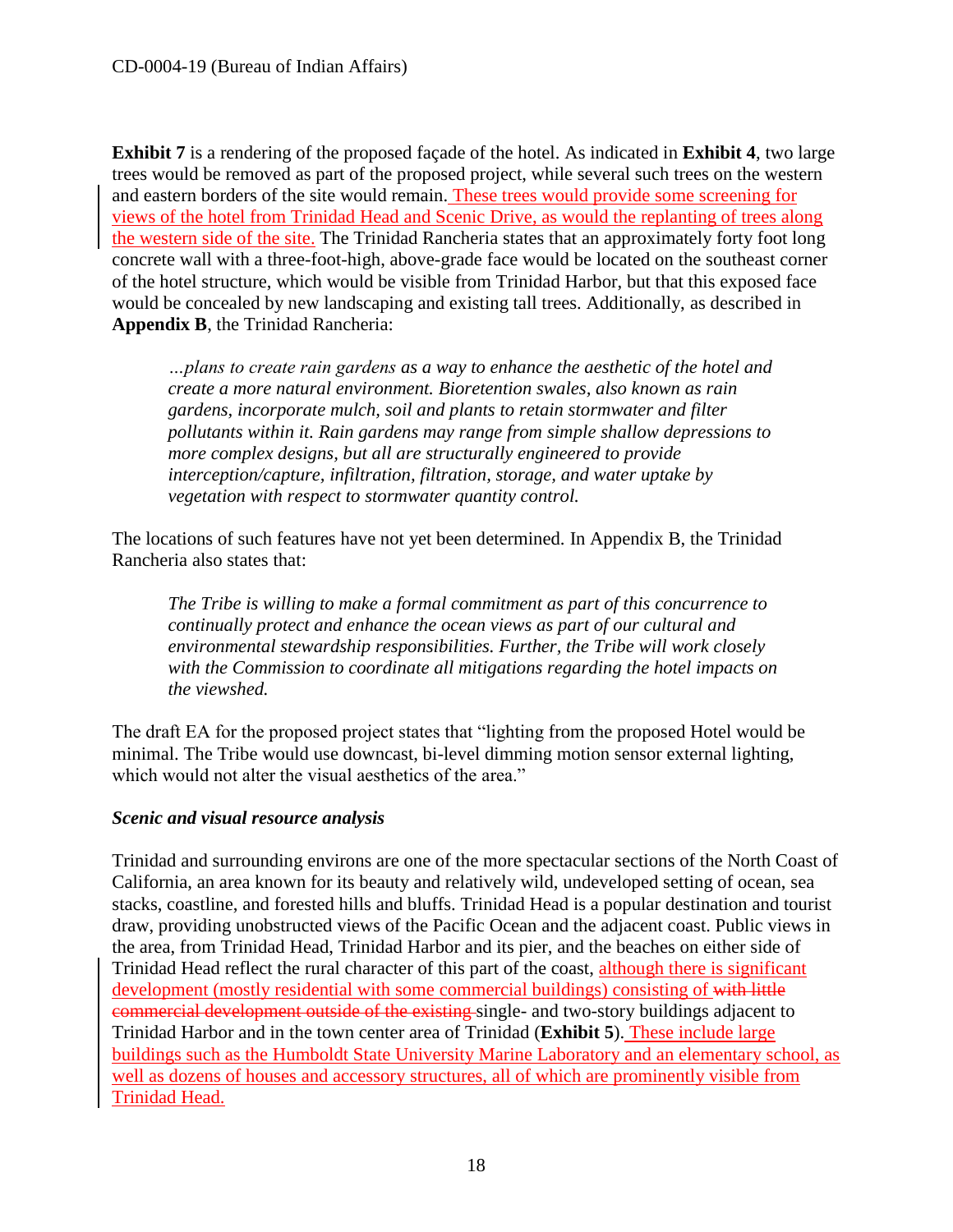**Exhibit 7** is a rendering of the proposed façade of the hotel. As indicated in **Exhibit 4**, two large trees would be removed as part of the proposed project, while several such trees on the western and eastern borders of the site would remain. These trees would provide some screening for views of the hotel from Trinidad Head and Scenic Drive, as would the replanting of trees along the western side of the site. The Trinidad Rancheria states that an approximately forty foot long concrete wall with a three-foot-high, above-grade face would be located on the southeast corner of the hotel structure, which would be visible from Trinidad Harbor, but that this exposed face would be concealed by new landscaping and existing tall trees. Additionally, as described in **Appendix B**, the Trinidad Rancheria:

> *…plans to create rain gardens as a way to enhance the aesthetic of the hotel and create a more natural environment. Bioretention swales, also known as rain gardens, incorporate mulch, soil and plants to retain stormwater and filter pollutants within it. Rain gardens may range from simple shallow depressions to more complex designs, but all are structurally engineered to provide interception/capture, infiltration, filtration, storage, and water uptake by vegetation with respect to stormwater quantity control.*

The locations of such features have not yet been determined. In Appendix B, the Trinidad Rancheria also states that:

> *The Tribe is willing to make a formal commitment as part of this concurrence to continually protect and enhance the ocean views as part of our cultural and environmental stewardship responsibilities. Further, the Tribe will work closely with the Commission to coordinate all mitigations regarding the hotel impacts on the viewshed.*

The draft EA for the proposed project states that "lighting from the proposed Hotel would be minimal. The Tribe would use downcast, bi-level dimming motion sensor external lighting, which would not alter the visual aesthetics of the area."

### *Scenic and visual resource analysis*

Trinidad and surrounding environs are one of the more spectacular sections of the North Coast of California, an area known for its beauty and relatively wild, undeveloped setting of ocean, sea stacks, coastline, and forested hills and bluffs. Trinidad Head is a popular destination and tourist draw, providing unobstructed views of the Pacific Ocean and the adjacent coast. Public views in the area, from Trinidad Head, Trinidad Harbor and its pier, and the beaches on either side of Trinidad Head reflect the rural character of this part of the coast, although there is significant development (mostly residential with some commercial buildings) consisting of ~~with little commercial development outside of the existing~~ single- and two-story buildings adjacent to Trinidad Harbor and in the town center area of Trinidad (**Exhibit 5**). These include large buildings such as the Humboldt State University Marine Laboratory and an elementary school, as well as dozens of houses and accessory structures, all of which are prominently visible from Trinidad Head.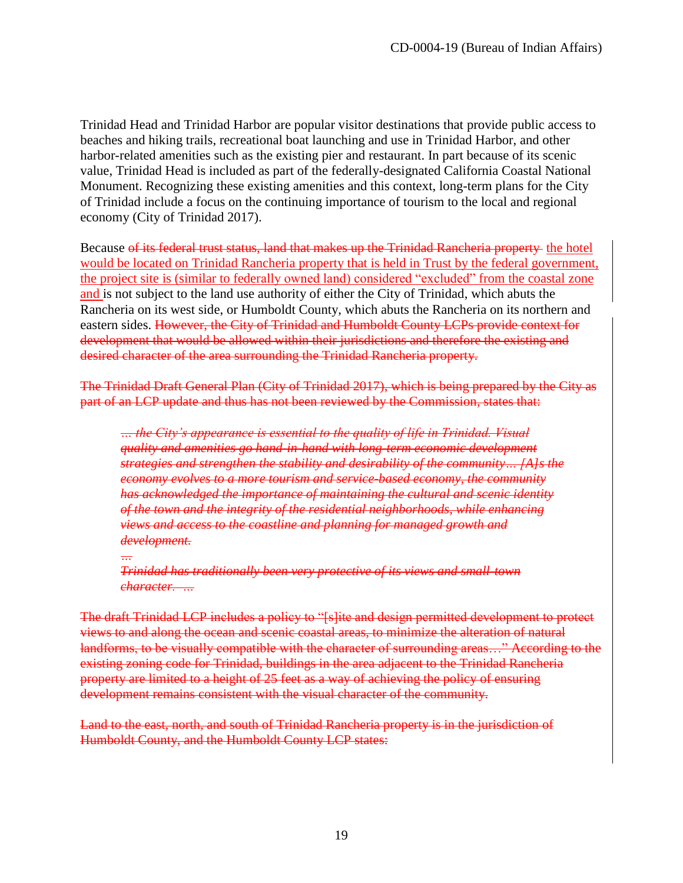Trinidad Head and Trinidad Harbor are popular visitor destinations that provide public access to beaches and hiking trails, recreational boat launching and use in Trinidad Harbor, and other harbor-related amenities such as the existing pier and restaurant. In part because of its scenic value, Trinidad Head is included as part of the federally-designated California Coastal National Monument. Recognizing these existing amenities and this context, long-term plans for the City of Trinidad include a focus on the continuing importance of tourism to the local and regional economy (City of Trinidad 2017).

Because ~~of its federal trust status, land that makes up the Trinidad Rancheria property~~ <u>the hotel would be located on Trinidad Rancheria property that is held in Trust by the federal government, the project site is (similar to federally owned land) considered "excluded" from the coastal zone and</u> is not subject to the land use authority of either the City of Trinidad, which abuts the Rancheria on its west side, or Humboldt County, which abuts the Rancheria on its northern and eastern sides. ~~However, the City of Trinidad and Humboldt County LCPs provide context for development that would be allowed within their jurisdictions and therefore the existing and desired character of the area surrounding the Trinidad Rancheria property.~~

~~The Trinidad Draft General Plan (City of Trinidad 2017), which is being prepared by the City as part of an LCP update and thus has not been reviewed by the Commission, states that:~~

> ~~*... the City's appearance is essential to the quality of life in Trinidad. Visual quality and amenities go hand-in-hand with long-term economic development strategies and strengthen the stability and desirability of the community... [A]s the economy evolves to a more tourism and service-based economy, the community has acknowledged the importance of maintaining the cultural and scenic identity of the town and the integrity of the residential neighborhoods, while enhancing views and access to the coastline and planning for managed growth and development.*~~
>
> ~~*...*~~
>
> ~~*Trinidad has traditionally been very protective of its views and small-town character. ...*~~

~~The draft Trinidad LCP includes a policy to "[s]ite and design permitted development to protect views to and along the ocean and scenic coastal areas, to minimize the alteration of natural landforms, to be visually compatible with the character of surrounding areas..." According to the existing zoning code for Trinidad, buildings in the area adjacent to the Trinidad Rancheria property are limited to a height of 25 feet as a way of achieving the policy of ensuring development remains consistent with the visual character of the community.~~

~~Land to the east, north, and south of Trinidad Rancheria property is in the jurisdiction of Humboldt County, and the Humboldt County LCP states:~~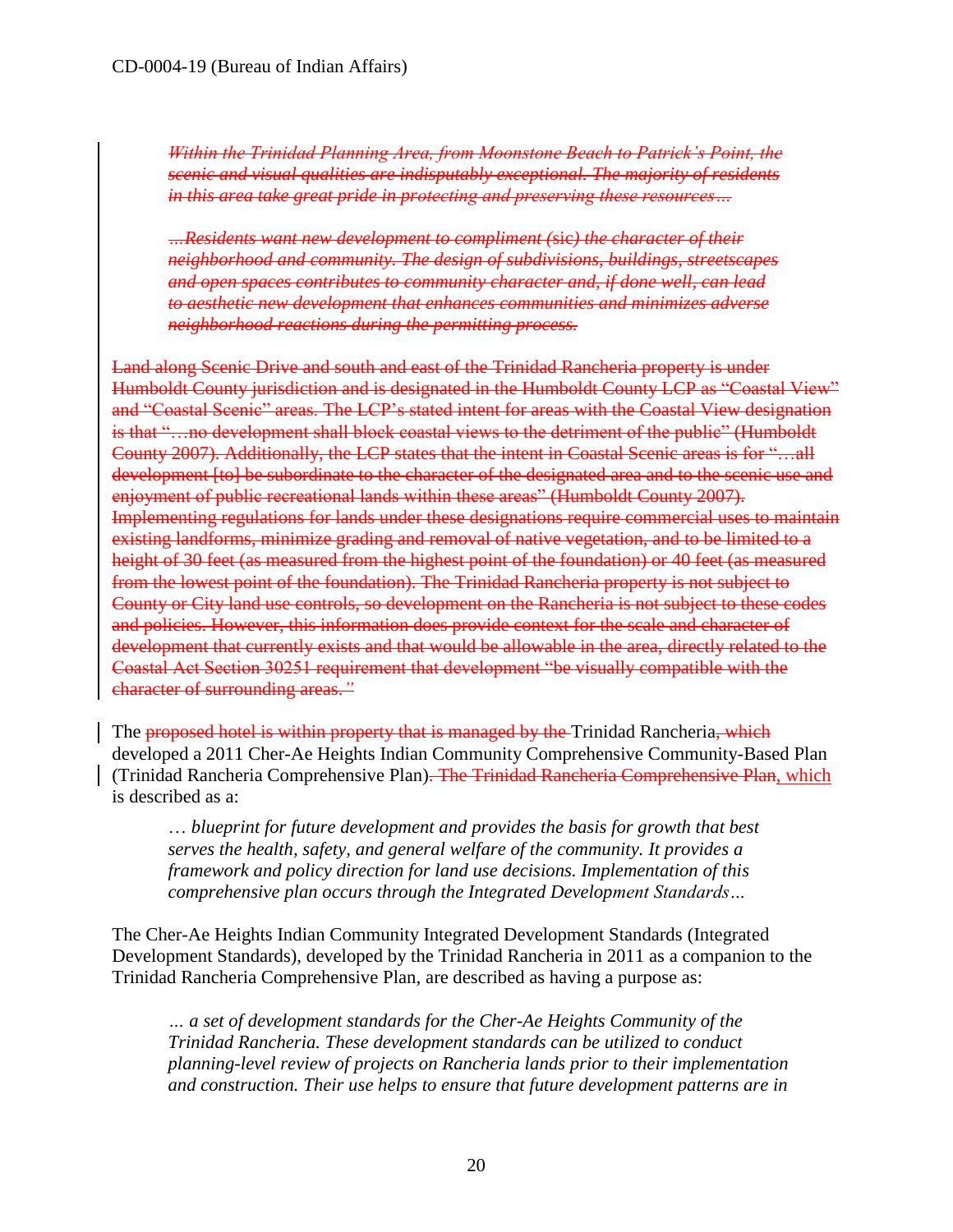~~*Within the Trinidad Planning Area, from Moonstone Beach to Patrick's Point, the scenic and visual qualities are indisputably exceptional. The majority of residents in this area take great pride in protecting and preserving these resources…*~~

~~*…Residents want new development to compliment (sic) the character of their neighborhood and community. The design of subdivisions, buildings, streetscapes and open spaces contributes to community character and, if done well, can lead to aesthetic new development that enhances communities and minimizes adverse neighborhood reactions during the permitting process.*~~

~~Land along Scenic Drive and south and east of the Trinidad Rancheria property is under Humboldt County jurisdiction and is designated in the Humboldt County LCP as "Coastal View" and "Coastal Scenic" areas. The LCP's stated intent for areas with the Coastal View designation is that "…no development shall block coastal views to the detriment of the public" (Humboldt County 2007). Additionally, the LCP states that the intent in Coastal Scenic areas is for "…all development [to] be subordinate to the character of the designated area and to the scenic use and enjoyment of public recreational lands within these areas" (Humboldt County 2007). Implementing regulations for lands under these designations require commercial uses to maintain existing landforms, minimize grading and removal of native vegetation, and to be limited to a height of 30 feet (as measured from the highest point of the foundation) or 40 feet (as measured from the lowest point of the foundation). The Trinidad Rancheria property is not subject to County or City land use controls, so development on the Rancheria is not subject to these codes and policies. However, this information does provide context for the scale and character of development that currently exists and that would be allowable in the area, directly related to the Coastal Act Section 30251 requirement that development "be visually compatible with the character of surrounding areas."~~

The ~~proposed hotel is within property that is managed by the~~ Trinidad Rancheria~~, which~~ developed a 2011 Cher-Ae Heights Indian Community Comprehensive Community-Based Plan (Trinidad Rancheria Comprehensive Plan)~~. The Trinidad Rancheria Comprehensive Plan~~, which is described as a:

> *… blueprint for future development and provides the basis for growth that best serves the health, safety, and general welfare of the community. It provides a framework and policy direction for land use decisions. Implementation of this comprehensive plan occurs through the Integrated Development Standards…*

The Cher-Ae Heights Indian Community Integrated Development Standards (Integrated Development Standards), developed by the Trinidad Rancheria in 2011 as a companion to the Trinidad Rancheria Comprehensive Plan, are described as having a purpose as:

> *… a set of development standards for the Cher-Ae Heights Community of the Trinidad Rancheria. These development standards can be utilized to conduct planning-level review of projects on Rancheria lands prior to their implementation and construction. Their use helps to ensure that future development patterns are in*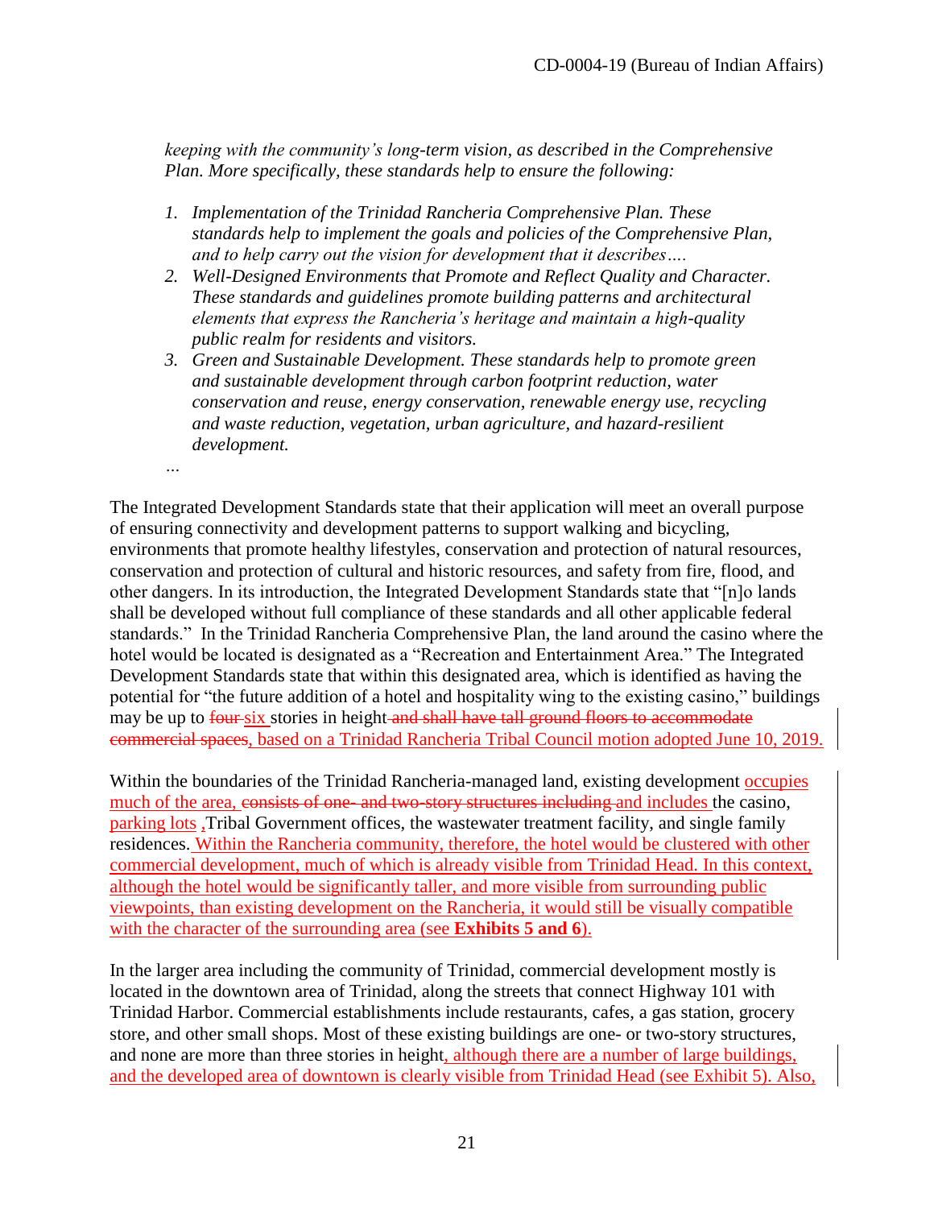*keeping with the community's long-term vision, as described in the Comprehensive Plan. More specifically, these standards help to ensure the following:*

1. *Implementation of the Trinidad Rancheria Comprehensive Plan. These standards help to implement the goals and policies of the Comprehensive Plan, and to help carry out the vision for development that it describes….*
2. *Well-Designed Environments that Promote and Reflect Quality and Character. These standards and guidelines promote building patterns and architectural elements that express the Rancheria's heritage and maintain a high-quality public realm for residents and visitors.*
3. *Green and Sustainable Development. These standards help to promote green and sustainable development through carbon footprint reduction, water conservation and reuse, energy conservation, renewable energy use, recycling and waste reduction, vegetation, urban agriculture, and hazard-resilient development.*

…

The Integrated Development Standards state that their application will meet an overall purpose of ensuring connectivity and development patterns to support walking and bicycling, environments that promote healthy lifestyles, conservation and protection of natural resources, conservation and protection of cultural and historic resources, and safety from fire, flood, and other dangers. In its introduction, the Integrated Development Standards state that "[n]o lands shall be developed without full compliance of these standards and all other applicable federal standards." In the Trinidad Rancheria Comprehensive Plan, the land around the casino where the hotel would be located is designated as a "Recreation and Entertainment Area." The Integrated Development Standards state that within this designated area, which is identified as having the potential for "the future addition of a hotel and hospitality wing to the existing casino," buildings may be up to ~~four~~ six stories in height ~~and shall have tall ground floors to accommodate commercial spaces~~, based on a Trinidad Rancheria Tribal Council motion adopted June 10, 2019.

Within the boundaries of the Trinidad Rancheria-managed land, existing development occupies much of the area, ~~consists of one- and two-story structures including~~ and includes the casino, parking lots ,Tribal Government offices, the wastewater treatment facility, and single family residences. Within the Rancheria community, therefore, the hotel would be clustered with other commercial development, much of which is already visible from Trinidad Head. In this context, although the hotel would be significantly taller, and more visible from surrounding public viewpoints, than existing development on the Rancheria, it would still be visually compatible with the character of the surrounding area (see **Exhibits 5 and 6**).

In the larger area including the community of Trinidad, commercial development mostly is located in the downtown area of Trinidad, along the streets that connect Highway 101 with Trinidad Harbor. Commercial establishments include restaurants, cafes, a gas station, grocery store, and other small shops. Most of these existing buildings are one- or two-story structures, and none are more than three stories in height, although there are a number of large buildings, and the developed area of downtown is clearly visible from Trinidad Head (see Exhibit 5). Also,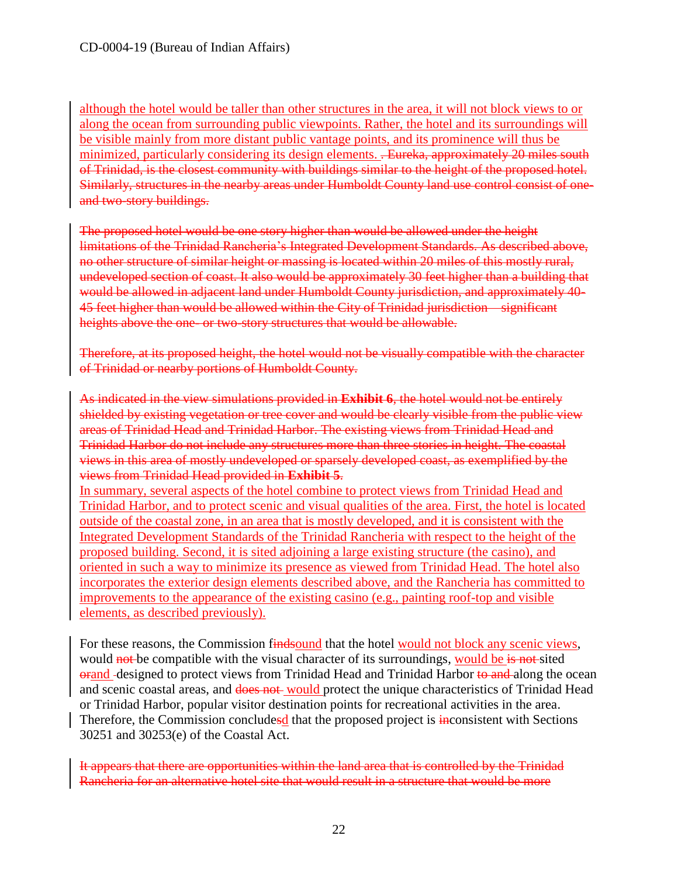although the hotel would be taller than other structures in the area, it will not block views to or along the ocean from surrounding public viewpoints. Rather, the hotel and its surroundings will be visible mainly from more distant public vantage points, and its prominence will thus be minimized, particularly considering its design elements. ~~. Eureka, approximately 20 miles south of Trinidad, is the closest community with buildings similar to the height of the proposed hotel. Similarly, structures in the nearby areas under Humboldt County land use control consist of one- and two-story buildings.~~

~~The proposed hotel would be one story higher than would be allowed under the height limitations of the Trinidad Rancheria's Integrated Development Standards. As described above, no other structure of similar height or massing is located within 20 miles of this mostly rural, undeveloped section of coast. It also would be approximately 30 feet higher than a building that would be allowed in adjacent land under Humboldt County jurisdiction, and approximately 40-45 feet higher than would be allowed within the City of Trinidad jurisdiction – significant heights above the one- or two-story structures that would be allowable.~~

~~Therefore, at its proposed height, the hotel would not be visually compatible with the character of Trinidad or nearby portions of Humboldt County.~~

~~As indicated in the view simulations provided in **Exhibit 6**, the hotel would not be entirely shielded by existing vegetation or tree cover and would be clearly visible from the public view areas of Trinidad Head and Trinidad Harbor. The existing views from Trinidad Head and Trinidad Harbor do not include any structures more than three stories in height. The coastal views in this area of mostly undeveloped or sparsely developed coast, as exemplified by the views from Trinidad Head provided in **Exhibit 5**.~~
In summary, several aspects of the hotel combine to protect views from Trinidad Head and Trinidad Harbor, and to protect scenic and visual qualities of the area. First, the hotel is located outside of the coastal zone, in an area that is mostly developed, and it is consistent with the Integrated Development Standards of the Trinidad Rancheria with respect to the height of the proposed building. Second, it is sited adjoining a large existing structure (the casino), and oriented in such a way to minimize its presence as viewed from Trinidad Head. The hotel also incorporates the exterior design elements described above, and the Rancheria has committed to improvements to the appearance of the existing casino (e.g., painting roof-top and visible elements, as described previously).

For these reasons, the Commission f~~inds~~ound that the hotel would not block any scenic views, would ~~not~~ be compatible with the visual character of its surroundings, would be ~~is not~~ sited ~~or~~and designed to protect views from Trinidad Head and Trinidad Harbor ~~to and~~ along the ocean and scenic coastal areas, and ~~does not~~ would protect the unique characteristics of Trinidad Head or Trinidad Harbor, popular visitor destination points for recreational activities in the area. Therefore, the Commission conclude~~s~~d that the proposed project is ~~in~~consistent with Sections 30251 and 30253(e) of the Coastal Act.

~~It appears that there are opportunities within the land area that is controlled by the Trinidad Rancheria for an alternative hotel site that would result in a structure that would be more~~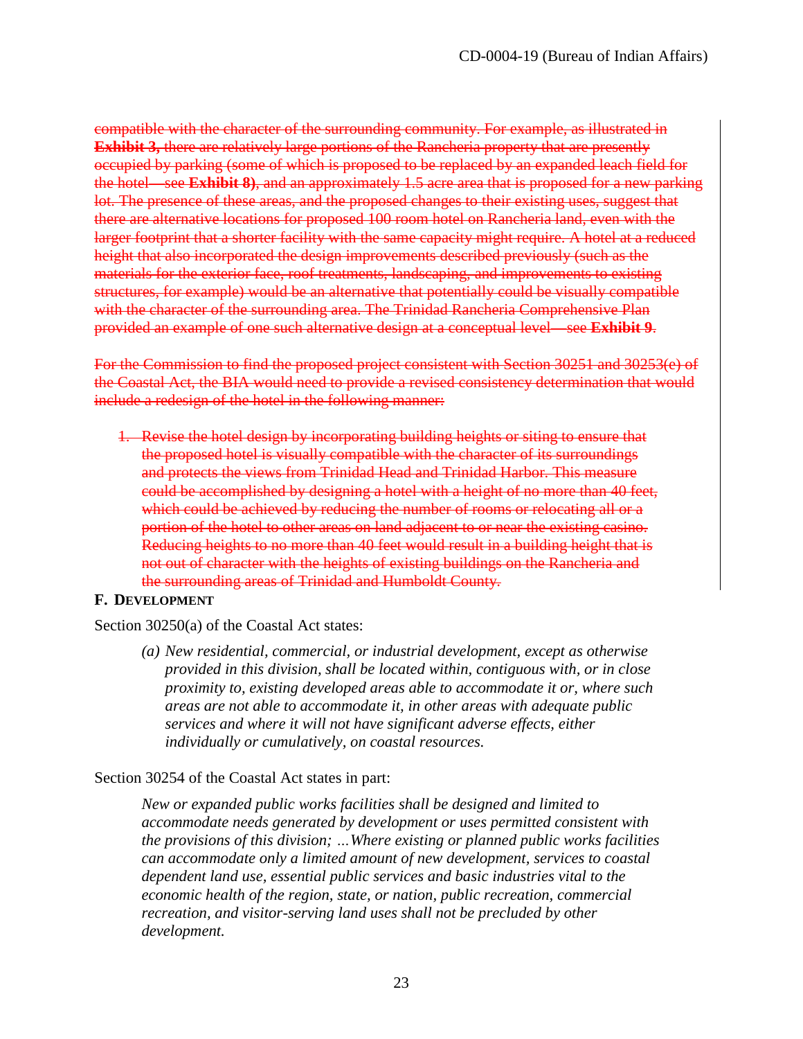~~compatible with the character of the surrounding community. For example, as illustrated in **Exhibit 3,** there are relatively large portions of the Rancheria property that are presently occupied by parking (some of which is proposed to be replaced by an expanded leach field for the hotel—see **Exhibit 8)**, and an approximately 1.5 acre area that is proposed for a new parking lot. The presence of these areas, and the proposed changes to their existing uses, suggest that there are alternative locations for proposed 100 room hotel on Rancheria land, even with the larger footprint that a shorter facility with the same capacity might require. A hotel at a reduced height that also incorporated the design improvements described previously (such as the materials for the exterior face, roof treatments, landscaping, and improvements to existing structures, for example) would be an alternative that potentially could be visually compatible with the character of the surrounding area. The Trinidad Rancheria Comprehensive Plan provided an example of one such alternative design at a conceptual level—see **Exhibit 9**.~~

~~For the Commission to find the proposed project consistent with Section 30251 and 30253(e) of the Coastal Act, the BIA would need to provide a revised consistency determination that would include a redesign of the hotel in the following manner:~~

1. ~~Revise the hotel design by incorporating building heights or siting to ensure that the proposed hotel is visually compatible with the character of its surroundings and protects the views from Trinidad Head and Trinidad Harbor. This measure could be accomplished by designing a hotel with a height of no more than 40 feet, which could be achieved by reducing the number of rooms or relocating all or a portion of the hotel to other areas on land adjacent to or near the existing casino. Reducing heights to no more than 40 feet would result in a building height that is not out of character with the heights of existing buildings on the Rancheria and the surrounding areas of Trinidad and Humboldt County.~~

### F. Development

Section 30250(a) of the Coastal Act states:

> *(a) New residential, commercial, or industrial development, except as otherwise provided in this division, shall be located within, contiguous with, or in close proximity to, existing developed areas able to accommodate it or, where such areas are not able to accommodate it, in other areas with adequate public services and where it will not have significant adverse effects, either individually or cumulatively, on coastal resources.*

Section 30254 of the Coastal Act states in part:

> *New or expanded public works facilities shall be designed and limited to accommodate needs generated by development or uses permitted consistent with the provisions of this division; …Where existing or planned public works facilities can accommodate only a limited amount of new development, services to coastal dependent land use, essential public services and basic industries vital to the economic health of the region, state, or nation, public recreation, commercial recreation, and visitor-serving land uses shall not be precluded by other development.*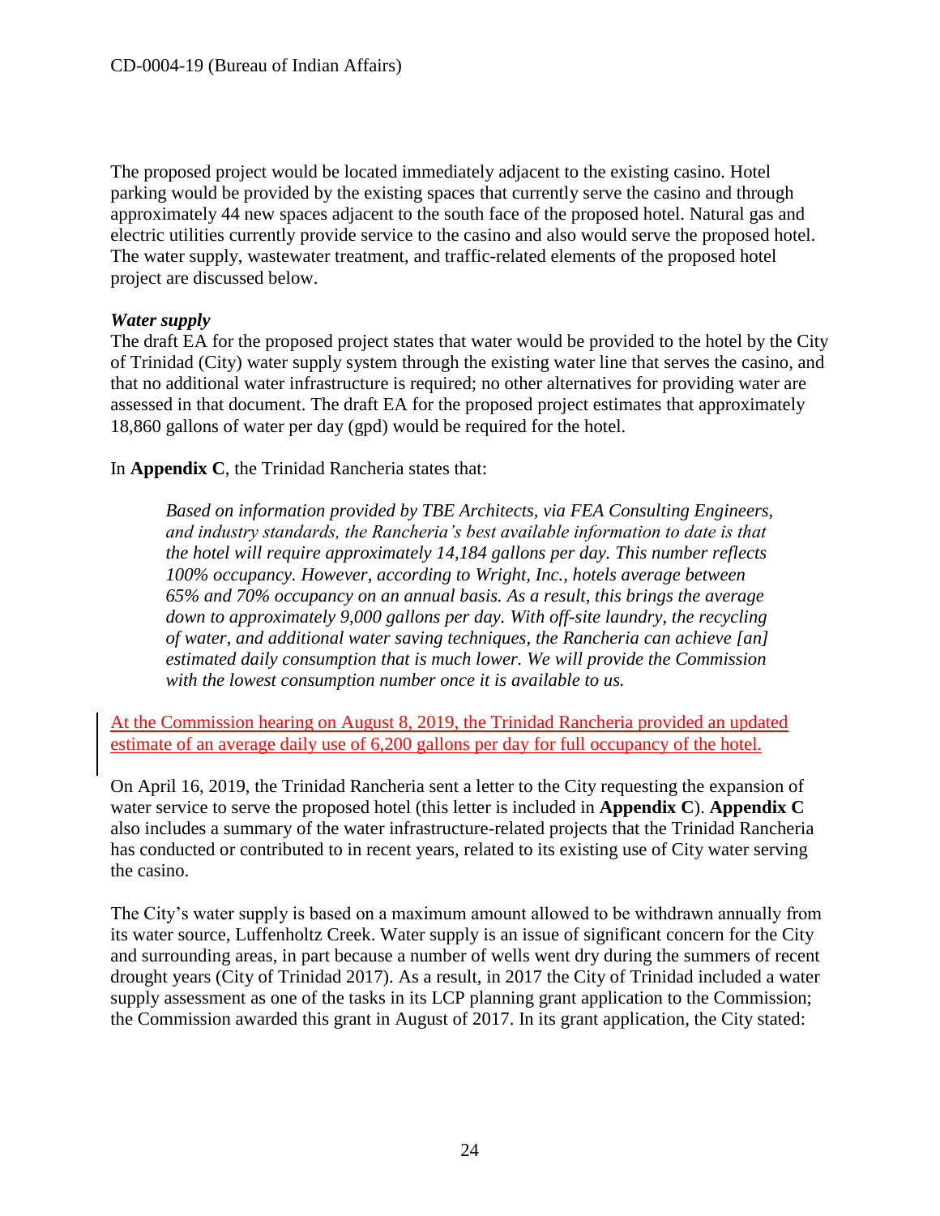The proposed project would be located immediately adjacent to the existing casino. Hotel parking would be provided by the existing spaces that currently serve the casino and through approximately 44 new spaces adjacent to the south face of the proposed hotel. Natural gas and electric utilities currently provide service to the casino and also would serve the proposed hotel. The water supply, wastewater treatment, and traffic-related elements of the proposed hotel project are discussed below.

***Water supply***

The draft EA for the proposed project states that water would be provided to the hotel by the City of Trinidad (City) water supply system through the existing water line that serves the casino, and that no additional water infrastructure is required; no other alternatives for providing water are assessed in that document. The draft EA for the proposed project estimates that approximately 18,860 gallons of water per day (gpd) would be required for the hotel.

In **Appendix C**, the Trinidad Rancheria states that:

> *Based on information provided by TBE Architects, via FEA Consulting Engineers, and industry standards, the Rancheria's best available information to date is that the hotel will require approximately 14,184 gallons per day. This number reflects 100% occupancy. However, according to Wright, Inc., hotels average between 65% and 70% occupancy on an annual basis. As a result, this brings the average down to approximately 9,000 gallons per day. With off-site laundry, the recycling of water, and additional water saving techniques, the Rancheria can achieve [an] estimated daily consumption that is much lower. We will provide the Commission with the lowest consumption number once it is available to us.*

At the Commission hearing on August 8, 2019, the Trinidad Rancheria provided an updated estimate of an average daily use of 6,200 gallons per day for full occupancy of the hotel.

On April 16, 2019, the Trinidad Rancheria sent a letter to the City requesting the expansion of water service to serve the proposed hotel (this letter is included in **Appendix C**). **Appendix C** also includes a summary of the water infrastructure-related projects that the Trinidad Rancheria has conducted or contributed to in recent years, related to its existing use of City water serving the casino.

The City's water supply is based on a maximum amount allowed to be withdrawn annually from its water source, Luffenholtz Creek. Water supply is an issue of significant concern for the City and surrounding areas, in part because a number of wells went dry during the summers of recent drought years (City of Trinidad 2017). As a result, in 2017 the City of Trinidad included a water supply assessment as one of the tasks in its LCP planning grant application to the Commission; the Commission awarded this grant in August of 2017. In its grant application, the City stated: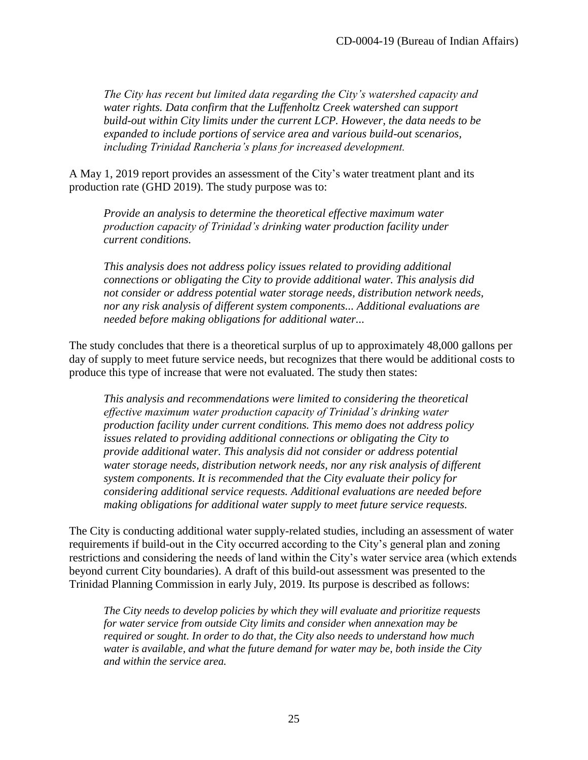*The City has recent but limited data regarding the City's watershed capacity and water rights. Data confirm that the Luffenholtz Creek watershed can support build-out within City limits under the current LCP. However, the data needs to be expanded to include portions of service area and various build-out scenarios, including Trinidad Rancheria's plans for increased development.*

A May 1, 2019 report provides an assessment of the City's water treatment plant and its production rate (GHD 2019). The study purpose was to:

*Provide an analysis to determine the theoretical effective maximum water production capacity of Trinidad's drinking water production facility under current conditions.*

*This analysis does not address policy issues related to providing additional connections or obligating the City to provide additional water. This analysis did not consider or address potential water storage needs, distribution network needs, nor any risk analysis of different system components... Additional evaluations are needed before making obligations for additional water...*

The study concludes that there is a theoretical surplus of up to approximately 48,000 gallons per day of supply to meet future service needs, but recognizes that there would be additional costs to produce this type of increase that were not evaluated. The study then states:

*This analysis and recommendations were limited to considering the theoretical effective maximum water production capacity of Trinidad's drinking water production facility under current conditions. This memo does not address policy issues related to providing additional connections or obligating the City to provide additional water. This analysis did not consider or address potential water storage needs, distribution network needs, nor any risk analysis of different system components. It is recommended that the City evaluate their policy for considering additional service requests. Additional evaluations are needed before making obligations for additional water supply to meet future service requests.*

The City is conducting additional water supply-related studies, including an assessment of water requirements if build-out in the City occurred according to the City's general plan and zoning restrictions and considering the needs of land within the City's water service area (which extends beyond current City boundaries). A draft of this build-out assessment was presented to the Trinidad Planning Commission in early July, 2019. Its purpose is described as follows:

*The City needs to develop policies by which they will evaluate and prioritize requests for water service from outside City limits and consider when annexation may be required or sought. In order to do that, the City also needs to understand how much water is available, and what the future demand for water may be, both inside the City and within the service area.*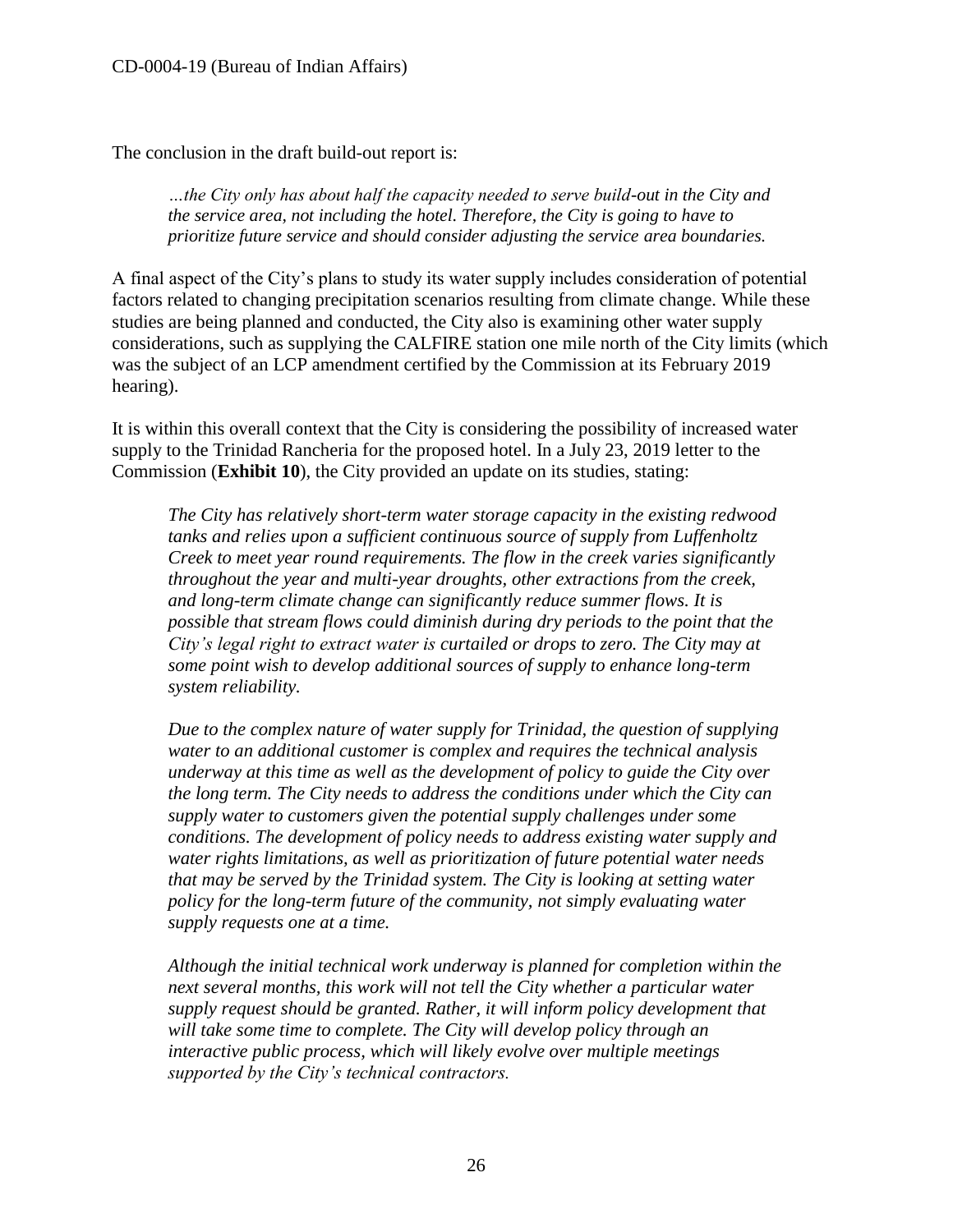The conclusion in the draft build-out report is:

> *…the City only has about half the capacity needed to serve build-out in the City and the service area, not including the hotel. Therefore, the City is going to have to prioritize future service and should consider adjusting the service area boundaries.*

A final aspect of the City's plans to study its water supply includes consideration of potential factors related to changing precipitation scenarios resulting from climate change. While these studies are being planned and conducted, the City also is examining other water supply considerations, such as supplying the CALFIRE station one mile north of the City limits (which was the subject of an LCP amendment certified by the Commission at its February 2019 hearing).

It is within this overall context that the City is considering the possibility of increased water supply to the Trinidad Rancheria for the proposed hotel. In a July 23, 2019 letter to the Commission (**Exhibit 10**), the City provided an update on its studies, stating:

> *The City has relatively short-term water storage capacity in the existing redwood tanks and relies upon a sufficient continuous source of supply from Luffenholtz Creek to meet year round requirements. The flow in the creek varies significantly throughout the year and multi-year droughts, other extractions from the creek, and long-term climate change can significantly reduce summer flows. It is possible that stream flows could diminish during dry periods to the point that the City's legal right to extract water is curtailed or drops to zero. The City may at some point wish to develop additional sources of supply to enhance long-term system reliability.*
>
> *Due to the complex nature of water supply for Trinidad, the question of supplying water to an additional customer is complex and requires the technical analysis underway at this time as well as the development of policy to guide the City over the long term. The City needs to address the conditions under which the City can supply water to customers given the potential supply challenges under some conditions. The development of policy needs to address existing water supply and water rights limitations, as well as prioritization of future potential water needs that may be served by the Trinidad system. The City is looking at setting water policy for the long-term future of the community, not simply evaluating water supply requests one at a time.*
>
> *Although the initial technical work underway is planned for completion within the next several months, this work will not tell the City whether a particular water supply request should be granted. Rather, it will inform policy development that will take some time to complete. The City will develop policy through an interactive public process, which will likely evolve over multiple meetings supported by the City's technical contractors.*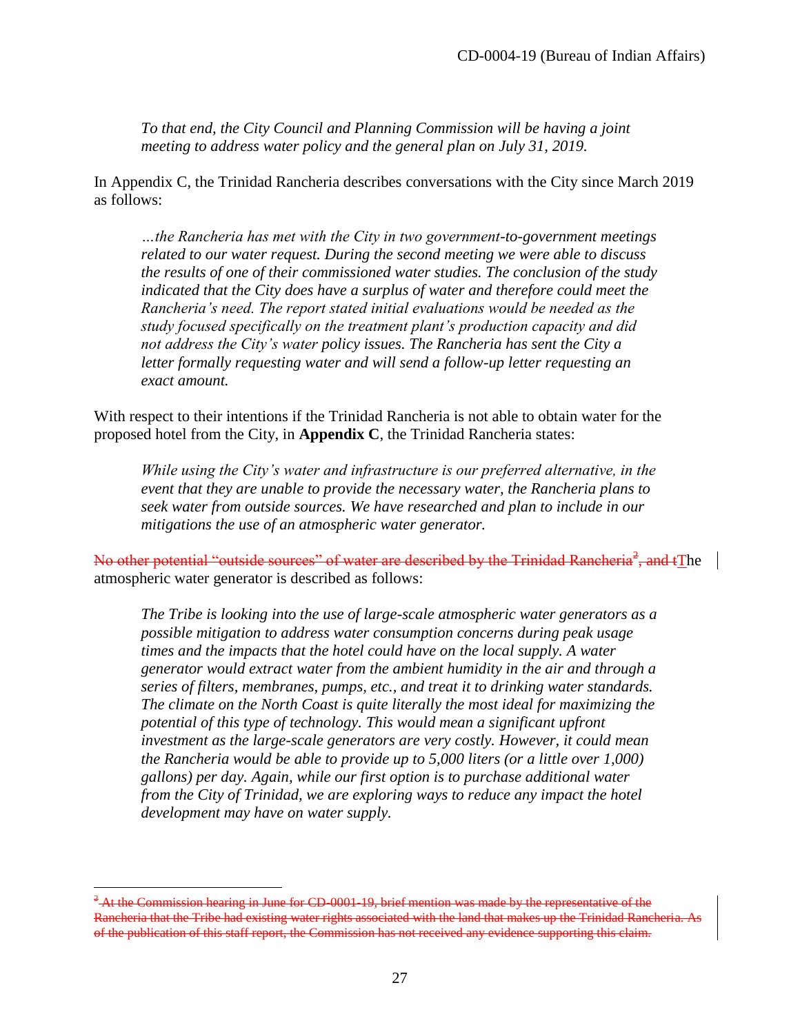*To that end, the City Council and Planning Commission will be having a joint meeting to address water policy and the general plan on July 31, 2019.*

In Appendix C, the Trinidad Rancheria describes conversations with the City since March 2019 as follows:

> *…the Rancheria has met with the City in two government-to-government meetings related to our water request. During the second meeting we were able to discuss the results of one of their commissioned water studies. The conclusion of the study indicated that the City does have a surplus of water and therefore could meet the Rancheria's need. The report stated initial evaluations would be needed as the study focused specifically on the treatment plant's production capacity and did not address the City's water policy issues. The Rancheria has sent the City a letter formally requesting water and will send a follow-up letter requesting an exact amount.*

With respect to their intentions if the Trinidad Rancheria is not able to obtain water for the proposed hotel from the City, in **Appendix C**, the Trinidad Rancheria states:

> *While using the City's water and infrastructure is our preferred alternative, in the event that they are unable to provide the necessary water, the Rancheria plans to seek water from outside sources. We have researched and plan to include in our mitigations the use of an atmospheric water generator.*

~~No other potential "outside sources" of water are described by the Trinidad Rancheria[2], and t~~The atmospheric water generator is described as follows:

> *The Tribe is looking into the use of large-scale atmospheric water generators as a possible mitigation to address water consumption concerns during peak usage times and the impacts that the hotel could have on the local supply. A water generator would extract water from the ambient humidity in the air and through a series of filters, membranes, pumps, etc., and treat it to drinking water standards. The climate on the North Coast is quite literally the most ideal for maximizing the potential of this type of technology. This would mean a significant upfront investment as the large-scale generators are very costly. However, it could mean the Rancheria would be able to provide up to 5,000 liters (or a little over 1,000) gallons) per day. Again, while our first option is to purchase additional water from the City of Trinidad, we are exploring ways to reduce any impact the hotel development may have on water supply.*

---

~~[2] At the Commission hearing in June for CD-0001-19, brief mention was made by the representative of the Rancheria that the Tribe had existing water rights associated with the land that makes up the Trinidad Rancheria. As of the publication of this staff report, the Commission has not received any evidence supporting this claim.~~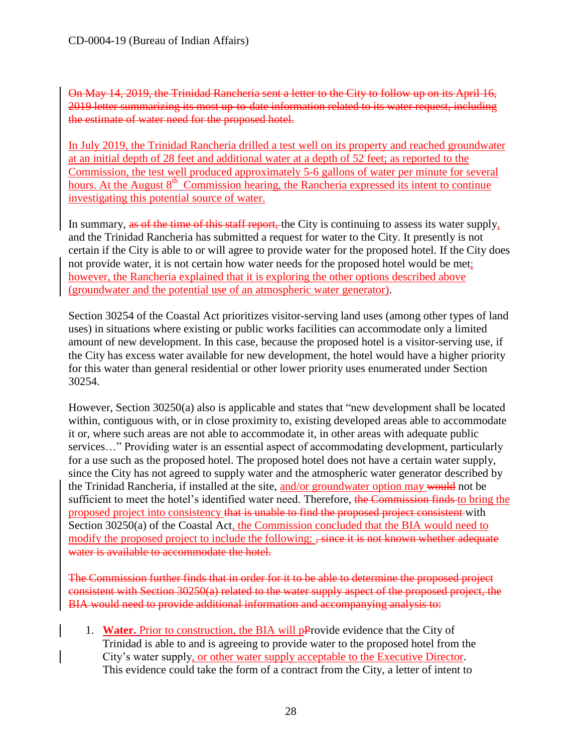~~On May 14, 2019, the Trinidad Rancheria sent a letter to the City to follow up on its April 16, 2019 letter summarizing its most up-to-date information related to its water request, including the estimate of water need for the proposed hotel.~~

In July 2019, the Trinidad Rancheria drilled a test well on its property and reached groundwater at an initial depth of 28 feet and additional water at a depth of 52 feet; as reported to the Commission, the test well produced approximately 5-6 gallons of water per minute for several hours. At the August 8th Commission hearing, the Rancheria expressed its intent to continue investigating this potential source of water.

In summary, ~~as of the time of this staff report,~~ the City is continuing to assess its water supply, and the Trinidad Rancheria has submitted a request for water to the City. It presently is not certain if the City is able to or will agree to provide water for the proposed hotel. If the City does not provide water, it is not certain how water needs for the proposed hotel would be met; however, the Rancheria explained that it is exploring the other options described above (groundwater and the potential use of an atmospheric water generator).

Section 30254 of the Coastal Act prioritizes visitor-serving land uses (among other types of land uses) in situations where existing or public works facilities can accommodate only a limited amount of new development. In this case, because the proposed hotel is a visitor-serving use, if the City has excess water available for new development, the hotel would have a higher priority for this water than general residential or other lower priority uses enumerated under Section 30254.

However, Section 30250(a) also is applicable and states that "new development shall be located within, contiguous with, or in close proximity to, existing developed areas able to accommodate it or, where such areas are not able to accommodate it, in other areas with adequate public services…" Providing water is an essential aspect of accommodating development, particularly for a use such as the proposed hotel. The proposed hotel does not have a certain water supply, since the City has not agreed to supply water and the atmospheric water generator described by the Trinidad Rancheria, if installed at the site, and/or groundwater option may ~~would~~ not be sufficient to meet the hotel's identified water need. Therefore, ~~the Commission finds~~ to bring the proposed project into consistency ~~that is unable to find the proposed project consistent~~ with Section 30250(a) of the Coastal Act, the Commission concluded that the BIA would need to modify the proposed project to include the following: ~~, since it is not known whether adequate water is available to accommodate the hotel.~~

~~The Commission further finds that in order for it to be able to determine the proposed project consistent with Section 30250(a) related to the water supply aspect of the proposed project, the BIA would need to provide additional information and accompanying analysis to:~~

1. **Water.** Prior to construction, the BIA will p~~P~~rovide evidence that the City of Trinidad is able to and is agreeing to provide water to the proposed hotel from the City's water supply, or other water supply acceptable to the Executive Director. This evidence could take the form of a contract from the City, a letter of intent to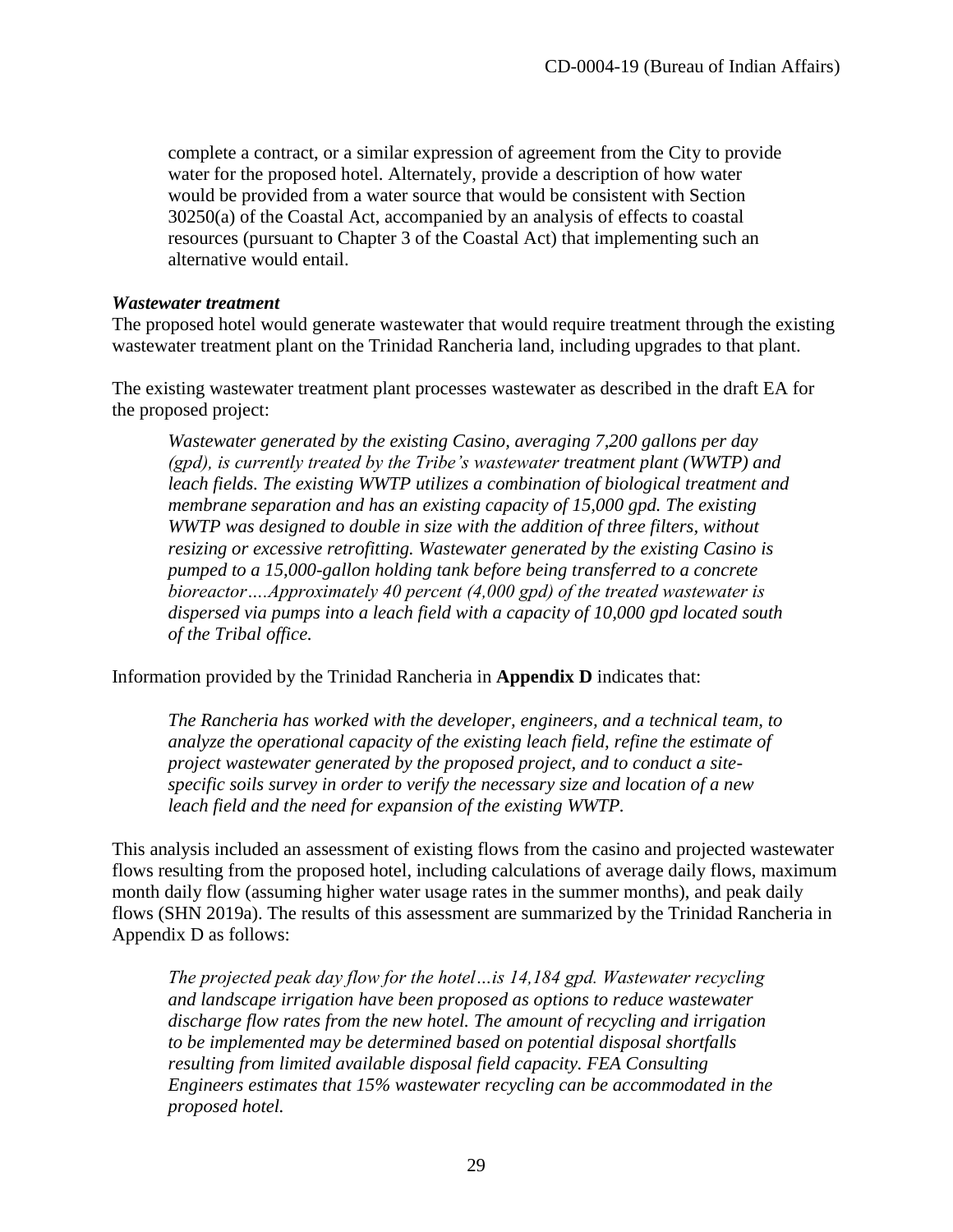complete a contract, or a similar expression of agreement from the City to provide water for the proposed hotel. Alternately, provide a description of how water would be provided from a water source that would be consistent with Section 30250(a) of the Coastal Act, accompanied by an analysis of effects to coastal resources (pursuant to Chapter 3 of the Coastal Act) that implementing such an alternative would entail.

***Wastewater treatment***

The proposed hotel would generate wastewater that would require treatment through the existing wastewater treatment plant on the Trinidad Rancheria land, including upgrades to that plant.

The existing wastewater treatment plant processes wastewater as described in the draft EA for the proposed project:

> *Wastewater generated by the existing Casino, averaging 7,200 gallons per day (gpd), is currently treated by the Tribe's wastewater treatment plant (WWTP) and leach fields. The existing WWTP utilizes a combination of biological treatment and membrane separation and has an existing capacity of 15,000 gpd. The existing WWTP was designed to double in size with the addition of three filters, without resizing or excessive retrofitting. Wastewater generated by the existing Casino is pumped to a 15,000-gallon holding tank before being transferred to a concrete bioreactor….Approximately 40 percent (4,000 gpd) of the treated wastewater is dispersed via pumps into a leach field with a capacity of 10,000 gpd located south of the Tribal office.*

Information provided by the Trinidad Rancheria in **Appendix D** indicates that:

> *The Rancheria has worked with the developer, engineers, and a technical team, to analyze the operational capacity of the existing leach field, refine the estimate of project wastewater generated by the proposed project, and to conduct a site-specific soils survey in order to verify the necessary size and location of a new leach field and the need for expansion of the existing WWTP.*

This analysis included an assessment of existing flows from the casino and projected wastewater flows resulting from the proposed hotel, including calculations of average daily flows, maximum month daily flow (assuming higher water usage rates in the summer months), and peak daily flows (SHN 2019a). The results of this assessment are summarized by the Trinidad Rancheria in Appendix D as follows:

> *The projected peak day flow for the hotel…is 14,184 gpd. Wastewater recycling and landscape irrigation have been proposed as options to reduce wastewater discharge flow rates from the new hotel. The amount of recycling and irrigation to be implemented may be determined based on potential disposal shortfalls resulting from limited available disposal field capacity. FEA Consulting Engineers estimates that 15% wastewater recycling can be accommodated in the proposed hotel.*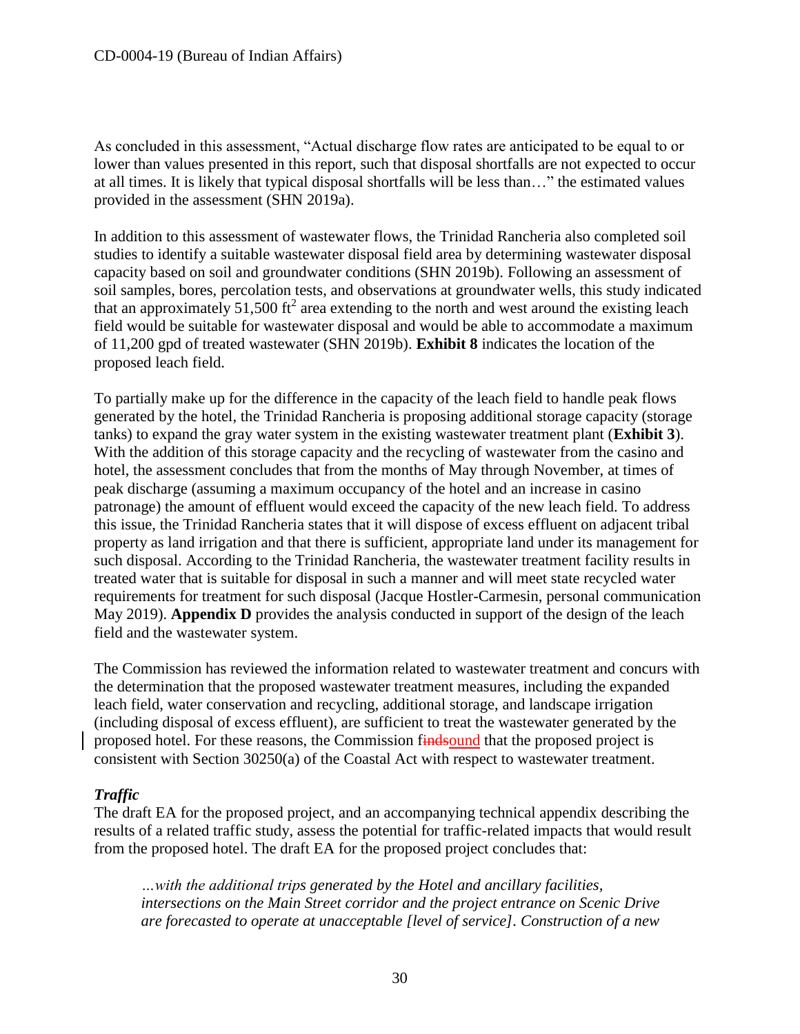As concluded in this assessment, "Actual discharge flow rates are anticipated to be equal to or lower than values presented in this report, such that disposal shortfalls are not expected to occur at all times. It is likely that typical disposal shortfalls will be less than…" the estimated values provided in the assessment (SHN 2019a).

In addition to this assessment of wastewater flows, the Trinidad Rancheria also completed soil studies to identify a suitable wastewater disposal field area by determining wastewater disposal capacity based on soil and groundwater conditions (SHN 2019b). Following an assessment of soil samples, bores, percolation tests, and observations at groundwater wells, this study indicated that an approximately 51,500 $ft^2$ area extending to the north and west around the existing leach field would be suitable for wastewater disposal and would be able to accommodate a maximum of 11,200 gpd of treated wastewater (SHN 2019b). **Exhibit 8** indicates the location of the proposed leach field.

To partially make up for the difference in the capacity of the leach field to handle peak flows generated by the hotel, the Trinidad Rancheria is proposing additional storage capacity (storage tanks) to expand the gray water system in the existing wastewater treatment plant (**Exhibit 3**). With the addition of this storage capacity and the recycling of wastewater from the casino and hotel, the assessment concludes that from the months of May through November, at times of peak discharge (assuming a maximum occupancy of the hotel and an increase in casino patronage) the amount of effluent would exceed the capacity of the new leach field. To address this issue, the Trinidad Rancheria states that it will dispose of excess effluent on adjacent tribal property as land irrigation and that there is sufficient, appropriate land under its management for such disposal. According to the Trinidad Rancheria, the wastewater treatment facility results in treated water that is suitable for disposal in such a manner and will meet state recycled water requirements for treatment for such disposal (Jacque Hostler-Carmesin, personal communication May 2019). **Appendix D** provides the analysis conducted in support of the design of the leach field and the wastewater system.

The Commission has reviewed the information related to wastewater treatment and concurs with the determination that the proposed wastewater treatment measures, including the expanded leach field, water conservation and recycling, additional storage, and landscape irrigation (including disposal of excess effluent), are sufficient to treat the wastewater generated by the proposed hotel. For these reasons, the Commission ~~finds~~found that the proposed project is consistent with Section 30250(a) of the Coastal Act with respect to wastewater treatment.

***Traffic***

The draft EA for the proposed project, and an accompanying technical appendix describing the results of a related traffic study, assess the potential for traffic-related impacts that would result from the proposed hotel. The draft EA for the proposed project concludes that:

> *…with the additional trips generated by the Hotel and ancillary facilities, intersections on the Main Street corridor and the project entrance on Scenic Drive are forecasted to operate at unacceptable [level of service]. Construction of a new*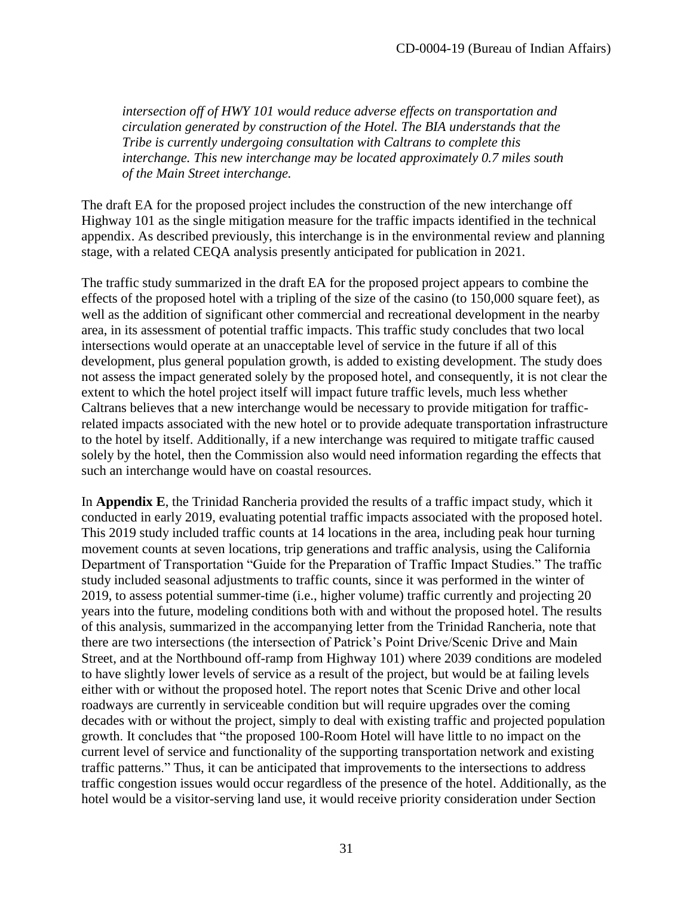*intersection off of HWY 101 would reduce adverse effects on transportation and circulation generated by construction of the Hotel. The BIA understands that the Tribe is currently undergoing consultation with Caltrans to complete this interchange. This new interchange may be located approximately 0.7 miles south of the Main Street interchange.*

The draft EA for the proposed project includes the construction of the new interchange off Highway 101 as the single mitigation measure for the traffic impacts identified in the technical appendix. As described previously, this interchange is in the environmental review and planning stage, with a related CEQA analysis presently anticipated for publication in 2021.

The traffic study summarized in the draft EA for the proposed project appears to combine the effects of the proposed hotel with a tripling of the size of the casino (to 150,000 square feet), as well as the addition of significant other commercial and recreational development in the nearby area, in its assessment of potential traffic impacts. This traffic study concludes that two local intersections would operate at an unacceptable level of service in the future if all of this development, plus general population growth, is added to existing development. The study does not assess the impact generated solely by the proposed hotel, and consequently, it is not clear the extent to which the hotel project itself will impact future traffic levels, much less whether Caltrans believes that a new interchange would be necessary to provide mitigation for traffic-related impacts associated with the new hotel or to provide adequate transportation infrastructure to the hotel by itself. Additionally, if a new interchange was required to mitigate traffic caused solely by the hotel, then the Commission also would need information regarding the effects that such an interchange would have on coastal resources.

In **Appendix E**, the Trinidad Rancheria provided the results of a traffic impact study, which it conducted in early 2019, evaluating potential traffic impacts associated with the proposed hotel. This 2019 study included traffic counts at 14 locations in the area, including peak hour turning movement counts at seven locations, trip generations and traffic analysis, using the California Department of Transportation "Guide for the Preparation of Traffic Impact Studies." The traffic study included seasonal adjustments to traffic counts, since it was performed in the winter of 2019, to assess potential summer-time (i.e., higher volume) traffic currently and projecting 20 years into the future, modeling conditions both with and without the proposed hotel. The results of this analysis, summarized in the accompanying letter from the Trinidad Rancheria, note that there are two intersections (the intersection of Patrick's Point Drive/Scenic Drive and Main Street, and at the Northbound off-ramp from Highway 101) where 2039 conditions are modeled to have slightly lower levels of service as a result of the project, but would be at failing levels either with or without the proposed hotel. The report notes that Scenic Drive and other local roadways are currently in serviceable condition but will require upgrades over the coming decades with or without the project, simply to deal with existing traffic and projected population growth. It concludes that "the proposed 100-Room Hotel will have little to no impact on the current level of service and functionality of the supporting transportation network and existing traffic patterns." Thus, it can be anticipated that improvements to the intersections to address traffic congestion issues would occur regardless of the presence of the hotel. Additionally, as the hotel would be a visitor-serving land use, it would receive priority consideration under Section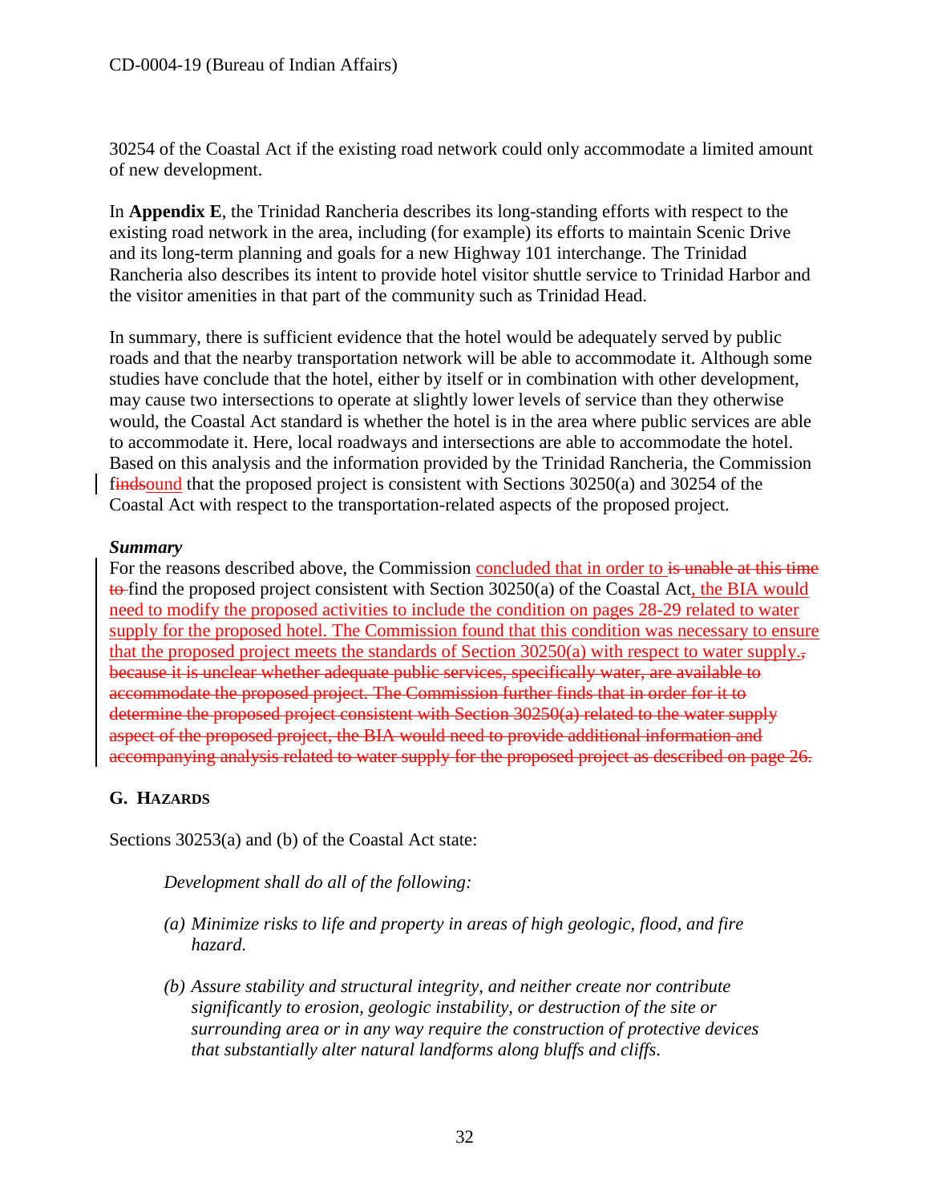30254 of the Coastal Act if the existing road network could only accommodate a limited amount of new development.

In **Appendix E**, the Trinidad Rancheria describes its long-standing efforts with respect to the existing road network in the area, including (for example) its efforts to maintain Scenic Drive and its long-term planning and goals for a new Highway 101 interchange. The Trinidad Rancheria also describes its intent to provide hotel visitor shuttle service to Trinidad Harbor and the visitor amenities in that part of the community such as Trinidad Head.

In summary, there is sufficient evidence that the hotel would be adequately served by public roads and that the nearby transportation network will be able to accommodate it. Although some studies have conclude that the hotel, either by itself or in combination with other development, may cause two intersections to operate at slightly lower levels of service than they otherwise would, the Coastal Act standard is whether the hotel is in the area where public services are able to accommodate it. Here, local roadways and intersections are able to accommodate the hotel. Based on this analysis and the information provided by the Trinidad Rancheria, the Commission f~~inds~~ound that the proposed project is consistent with Sections 30250(a) and 30254 of the Coastal Act with respect to the transportation-related aspects of the proposed project.

***Summary***

For the reasons described above, the Commission concluded that in order to ~~is unable at this time to~~ find the proposed project consistent with Section 30250(a) of the Coastal Act, the BIA would need to modify the proposed activities to include the condition on pages 28-29 related to water supply for the proposed hotel. The Commission found that this condition was necessary to ensure that the proposed project meets the standards of Section 30250(a) with respect to water supply.~~, because it is unclear whether adequate public services, specifically water, are available to accommodate the proposed project. The Commission further finds that in order for it to determine the proposed project consistent with Section 30250(a) related to the water supply aspect of the proposed project, the BIA would need to provide additional information and accompanying analysis related to water supply for the proposed project as described on page 26.~~

## G. HAZARDS

Sections 30253(a) and (b) of the Coastal Act state:

> *Development shall do all of the following:*
>
> *(a) Minimize risks to life and property in areas of high geologic, flood, and fire hazard.*
>
> *(b) Assure stability and structural integrity, and neither create nor contribute significantly to erosion, geologic instability, or destruction of the site or surrounding area or in any way require the construction of protective devices that substantially alter natural landforms along bluffs and cliffs.*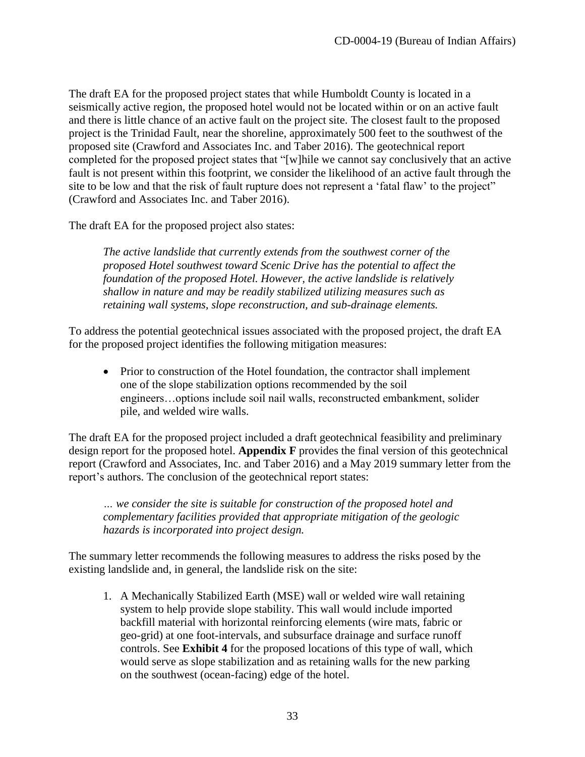The draft EA for the proposed project states that while Humboldt County is located in a seismically active region, the proposed hotel would not be located within or on an active fault and there is little chance of an active fault on the project site. The closest fault to the proposed project is the Trinidad Fault, near the shoreline, approximately 500 feet to the southwest of the proposed site (Crawford and Associates Inc. and Taber 2016). The geotechnical report completed for the proposed project states that "[w]hile we cannot say conclusively that an active fault is not present within this footprint, we consider the likelihood of an active fault through the site to be low and that the risk of fault rupture does not represent a 'fatal flaw' to the project" (Crawford and Associates Inc. and Taber 2016).

The draft EA for the proposed project also states:

> *The active landslide that currently extends from the southwest corner of the proposed Hotel southwest toward Scenic Drive has the potential to affect the foundation of the proposed Hotel. However, the active landslide is relatively shallow in nature and may be readily stabilized utilizing measures such as retaining wall systems, slope reconstruction, and sub-drainage elements.*

To address the potential geotechnical issues associated with the proposed project, the draft EA for the proposed project identifies the following mitigation measures:

- Prior to construction of the Hotel foundation, the contractor shall implement one of the slope stabilization options recommended by the soil engineers…options include soil nail walls, reconstructed embankment, solider pile, and welded wire walls.

The draft EA for the proposed project included a draft geotechnical feasibility and preliminary design report for the proposed hotel. **Appendix F** provides the final version of this geotechnical report (Crawford and Associates, Inc. and Taber 2016) and a May 2019 summary letter from the report's authors. The conclusion of the geotechnical report states:

> *… we consider the site is suitable for construction of the proposed hotel and complementary facilities provided that appropriate mitigation of the geologic hazards is incorporated into project design.*

The summary letter recommends the following measures to address the risks posed by the existing landslide and, in general, the landslide risk on the site:

1. A Mechanically Stabilized Earth (MSE) wall or welded wire wall retaining system to help provide slope stability. This wall would include imported backfill material with horizontal reinforcing elements (wire mats, fabric or geo-grid) at one foot-intervals, and subsurface drainage and surface runoff controls. See **Exhibit 4** for the proposed locations of this type of wall, which would serve as slope stabilization and as retaining walls for the new parking on the southwest (ocean-facing) edge of the hotel.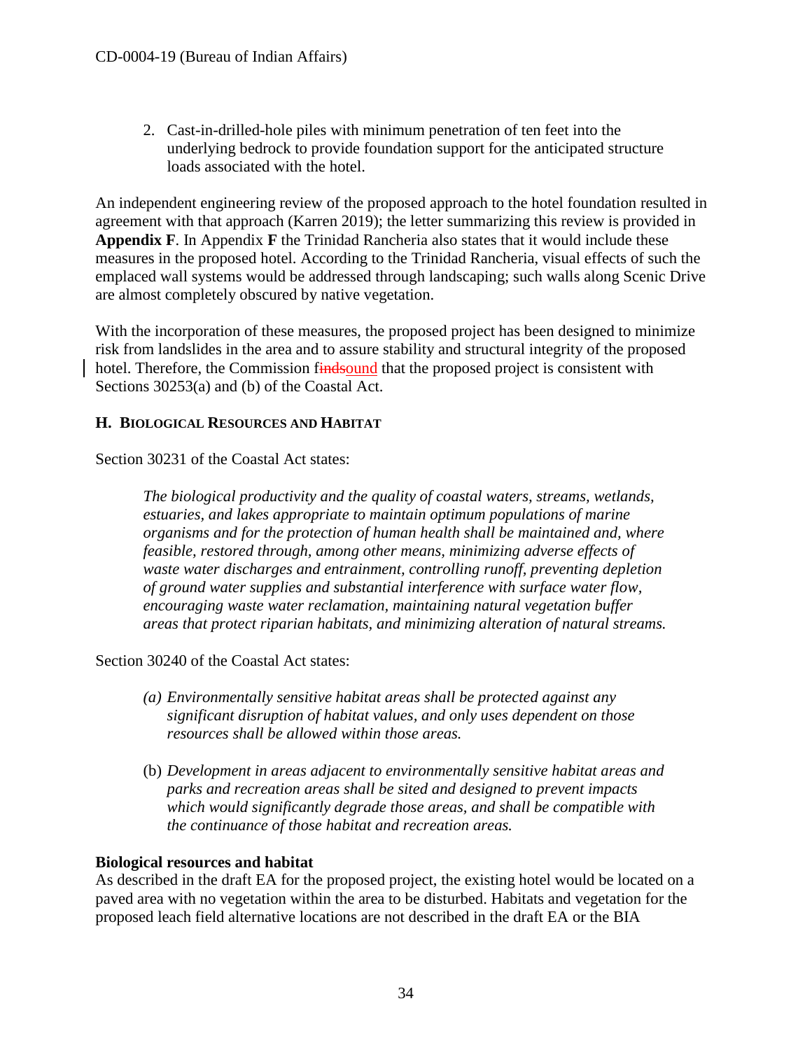2. Cast-in-drilled-hole piles with minimum penetration of ten feet into the underlying bedrock to provide foundation support for the anticipated structure loads associated with the hotel.

An independent engineering review of the proposed approach to the hotel foundation resulted in agreement with that approach (Karren 2019); the letter summarizing this review is provided in **Appendix F**. In Appendix **F** the Trinidad Rancheria also states that it would include these measures in the proposed hotel. According to the Trinidad Rancheria, visual effects of such the emplaced wall systems would be addressed through landscaping; such walls along Scenic Drive are almost completely obscured by native vegetation.

With the incorporation of these measures, the proposed project has been designed to minimize risk from landslides in the area and to assure stability and structural integrity of the proposed hotel. Therefore, the Commission ~~finds~~found that the proposed project is consistent with Sections 30253(a) and (b) of the Coastal Act.

### H. BIOLOGICAL RESOURCES AND HABITAT

Section 30231 of the Coastal Act states:

> *The biological productivity and the quality of coastal waters, streams, wetlands, estuaries, and lakes appropriate to maintain optimum populations of marine organisms and for the protection of human health shall be maintained and, where feasible, restored through, among other means, minimizing adverse effects of waste water discharges and entrainment, controlling runoff, preventing depletion of ground water supplies and substantial interference with surface water flow, encouraging waste water reclamation, maintaining natural vegetation buffer areas that protect riparian habitats, and minimizing alteration of natural streams.*

Section 30240 of the Coastal Act states:

> *(a) Environmentally sensitive habitat areas shall be protected against any significant disruption of habitat values, and only uses dependent on those resources shall be allowed within those areas.*
>
> (b) *Development in areas adjacent to environmentally sensitive habitat areas and parks and recreation areas shall be sited and designed to prevent impacts which would significantly degrade those areas, and shall be compatible with the continuance of those habitat and recreation areas.*

**Biological resources and habitat**

As described in the draft EA for the proposed project, the existing hotel would be located on a paved area with no vegetation within the area to be disturbed. Habitats and vegetation for the proposed leach field alternative locations are not described in the draft EA or the BIA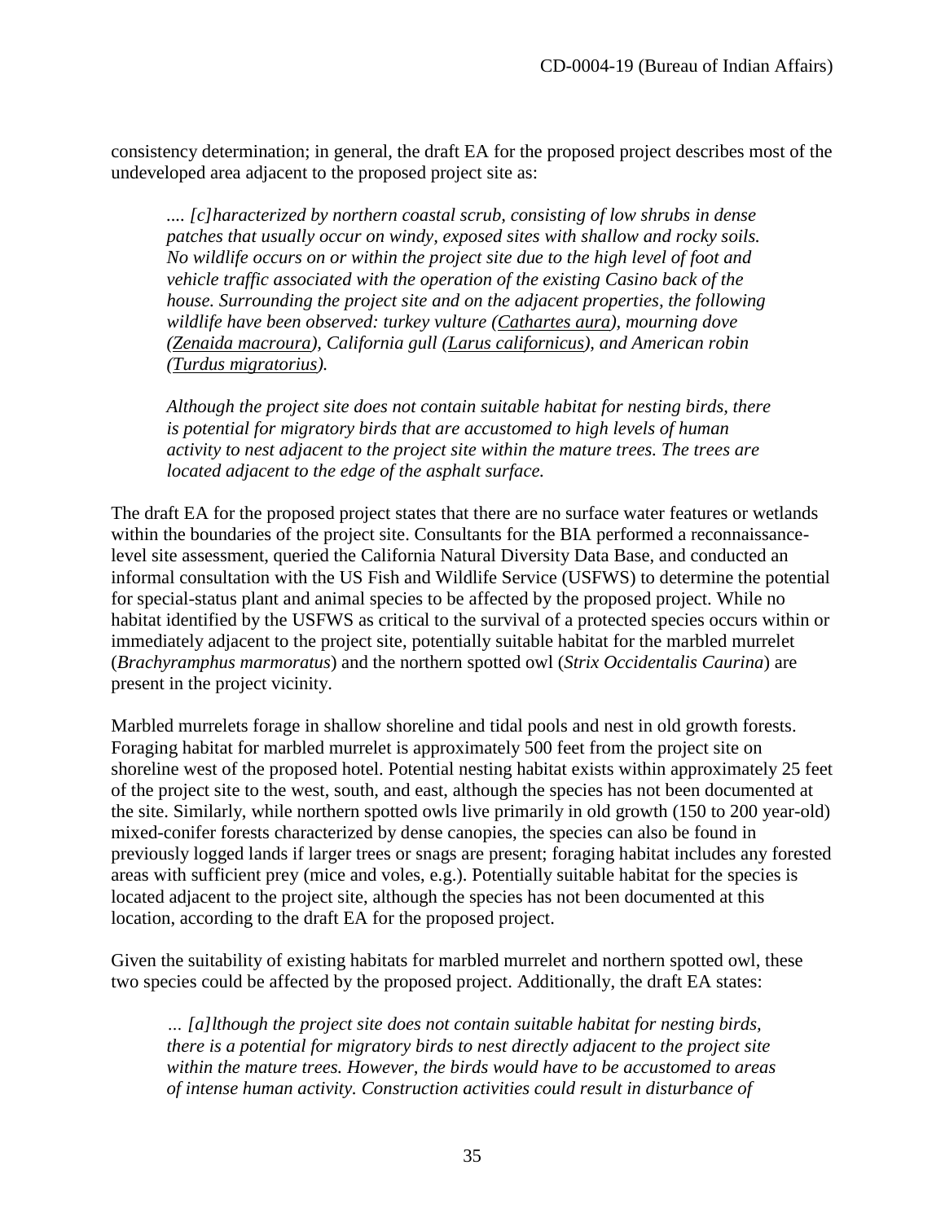consistency determination; in general, the draft EA for the proposed project describes most of the undeveloped area adjacent to the proposed project site as:

> *.... [c]haracterized by northern coastal scrub, consisting of low shrubs in dense patches that usually occur on windy, exposed sites with shallow and rocky soils. No wildlife occurs on or within the project site due to the high level of foot and vehicle traffic associated with the operation of the existing Casino back of the house. Surrounding the project site and on the adjacent properties, the following wildlife have been observed: turkey vulture (Cathartes aura), mourning dove (Zenaida macroura), California gull (Larus californicus), and American robin (Turdus migratorius).*
>
> *Although the project site does not contain suitable habitat for nesting birds, there is potential for migratory birds that are accustomed to high levels of human activity to nest adjacent to the project site within the mature trees. The trees are located adjacent to the edge of the asphalt surface.*

The draft EA for the proposed project states that there are no surface water features or wetlands within the boundaries of the project site. Consultants for the BIA performed a reconnaissance-level site assessment, queried the California Natural Diversity Data Base, and conducted an informal consultation with the US Fish and Wildlife Service (USFWS) to determine the potential for special-status plant and animal species to be affected by the proposed project. While no habitat identified by the USFWS as critical to the survival of a protected species occurs within or immediately adjacent to the project site, potentially suitable habitat for the marbled murrelet (*Brachyramphus marmoratus*) and the northern spotted owl (*Strix Occidentalis Caurina*) are present in the project vicinity.

Marbled murrelets forage in shallow shoreline and tidal pools and nest in old growth forests. Foraging habitat for marbled murrelet is approximately 500 feet from the project site on shoreline west of the proposed hotel. Potential nesting habitat exists within approximately 25 feet of the project site to the west, south, and east, although the species has not been documented at the site. Similarly, while northern spotted owls live primarily in old growth (150 to 200 year-old) mixed-conifer forests characterized by dense canopies, the species can also be found in previously logged lands if larger trees or snags are present; foraging habitat includes any forested areas with sufficient prey (mice and voles, e.g.). Potentially suitable habitat for the species is located adjacent to the project site, although the species has not been documented at this location, according to the draft EA for the proposed project.

Given the suitability of existing habitats for marbled murrelet and northern spotted owl, these two species could be affected by the proposed project. Additionally, the draft EA states:

> *… [a]lthough the project site does not contain suitable habitat for nesting birds, there is a potential for migratory birds to nest directly adjacent to the project site within the mature trees. However, the birds would have to be accustomed to areas of intense human activity. Construction activities could result in disturbance of*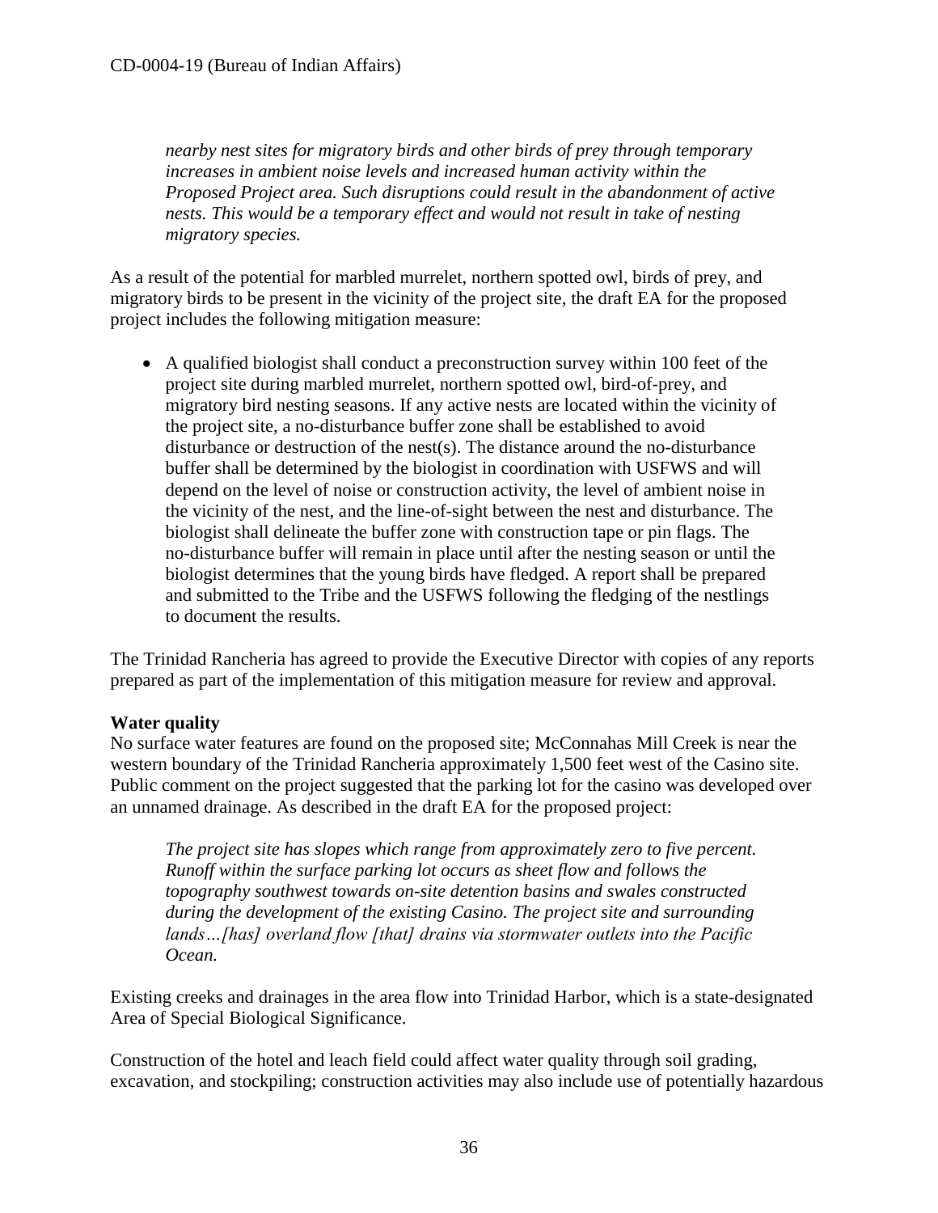*nearby nest sites for migratory birds and other birds of prey through temporary increases in ambient noise levels and increased human activity within the Proposed Project area. Such disruptions could result in the abandonment of active nests. This would be a temporary effect and would not result in take of nesting migratory species.*

As a result of the potential for marbled murrelet, northern spotted owl, birds of prey, and migratory birds to be present in the vicinity of the project site, the draft EA for the proposed project includes the following mitigation measure:

- A qualified biologist shall conduct a preconstruction survey within 100 feet of the project site during marbled murrelet, northern spotted owl, bird-of-prey, and migratory bird nesting seasons. If any active nests are located within the vicinity of the project site, a no-disturbance buffer zone shall be established to avoid disturbance or destruction of the nest(s). The distance around the no-disturbance buffer shall be determined by the biologist in coordination with USFWS and will depend on the level of noise or construction activity, the level of ambient noise in the vicinity of the nest, and the line-of-sight between the nest and disturbance. The biologist shall delineate the buffer zone with construction tape or pin flags. The no-disturbance buffer will remain in place until after the nesting season or until the biologist determines that the young birds have fledged. A report shall be prepared and submitted to the Tribe and the USFWS following the fledging of the nestlings to document the results.

The Trinidad Rancheria has agreed to provide the Executive Director with copies of any reports prepared as part of the implementation of this mitigation measure for review and approval.

**Water quality**

No surface water features are found on the proposed site; McConnahas Mill Creek is near the western boundary of the Trinidad Rancheria approximately 1,500 feet west of the Casino site. Public comment on the project suggested that the parking lot for the casino was developed over an unnamed drainage. As described in the draft EA for the proposed project:

*The project site has slopes which range from approximately zero to five percent. Runoff within the surface parking lot occurs as sheet flow and follows the topography southwest towards on-site detention basins and swales constructed during the development of the existing Casino. The project site and surrounding lands…[has] overland flow [that] drains via stormwater outlets into the Pacific Ocean.*

Existing creeks and drainages in the area flow into Trinidad Harbor, which is a state-designated Area of Special Biological Significance.

Construction of the hotel and leach field could affect water quality through soil grading, excavation, and stockpiling; construction activities may also include use of potentially hazardous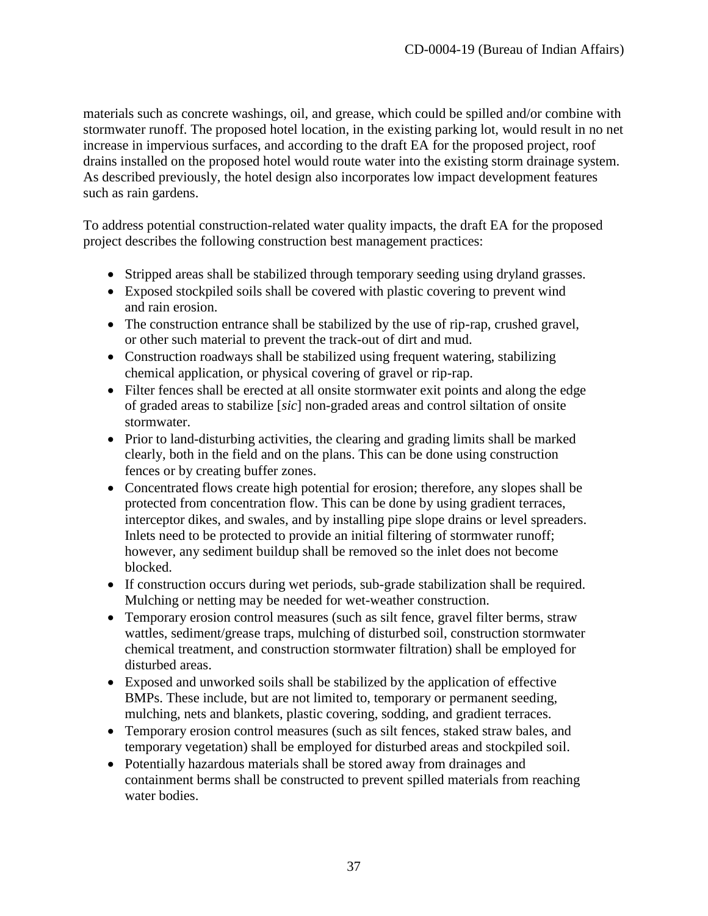materials such as concrete washings, oil, and grease, which could be spilled and/or combine with stormwater runoff. The proposed hotel location, in the existing parking lot, would result in no net increase in impervious surfaces, and according to the draft EA for the proposed project, roof drains installed on the proposed hotel would route water into the existing storm drainage system. As described previously, the hotel design also incorporates low impact development features such as rain gardens.

To address potential construction-related water quality impacts, the draft EA for the proposed project describes the following construction best management practices:

- Stripped areas shall be stabilized through temporary seeding using dryland grasses.
- Exposed stockpiled soils shall be covered with plastic covering to prevent wind and rain erosion.
- The construction entrance shall be stabilized by the use of rip-rap, crushed gravel, or other such material to prevent the track-out of dirt and mud.
- Construction roadways shall be stabilized using frequent watering, stabilizing chemical application, or physical covering of gravel or rip-rap.
- Filter fences shall be erected at all onsite stormwater exit points and along the edge of graded areas to stabilize [*sic*] non-graded areas and control siltation of onsite stormwater.
- Prior to land-disturbing activities, the clearing and grading limits shall be marked clearly, both in the field and on the plans. This can be done using construction fences or by creating buffer zones.
- Concentrated flows create high potential for erosion; therefore, any slopes shall be protected from concentration flow. This can be done by using gradient terraces, interceptor dikes, and swales, and by installing pipe slope drains or level spreaders. Inlets need to be protected to provide an initial filtering of stormwater runoff; however, any sediment buildup shall be removed so the inlet does not become blocked.
- If construction occurs during wet periods, sub-grade stabilization shall be required. Mulching or netting may be needed for wet-weather construction.
- Temporary erosion control measures (such as silt fence, gravel filter berms, straw wattles, sediment/grease traps, mulching of disturbed soil, construction stormwater chemical treatment, and construction stormwater filtration) shall be employed for disturbed areas.
- Exposed and unworked soils shall be stabilized by the application of effective BMPs. These include, but are not limited to, temporary or permanent seeding, mulching, nets and blankets, plastic covering, sodding, and gradient terraces.
- Temporary erosion control measures (such as silt fences, staked straw bales, and temporary vegetation) shall be employed for disturbed areas and stockpiled soil.
- Potentially hazardous materials shall be stored away from drainages and containment berms shall be constructed to prevent spilled materials from reaching water bodies.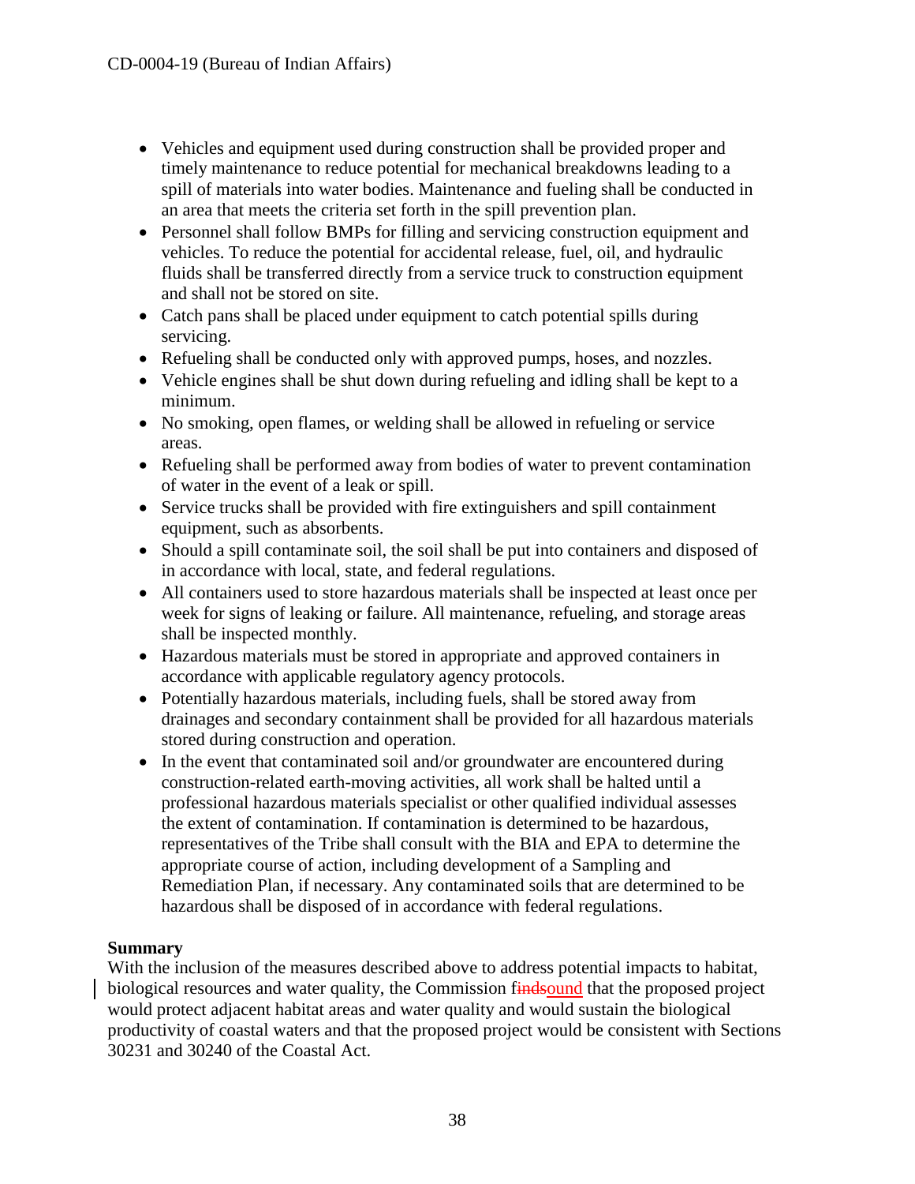- Vehicles and equipment used during construction shall be provided proper and timely maintenance to reduce potential for mechanical breakdowns leading to a spill of materials into water bodies. Maintenance and fueling shall be conducted in an area that meets the criteria set forth in the spill prevention plan.
- Personnel shall follow BMPs for filling and servicing construction equipment and vehicles. To reduce the potential for accidental release, fuel, oil, and hydraulic fluids shall be transferred directly from a service truck to construction equipment and shall not be stored on site.
- Catch pans shall be placed under equipment to catch potential spills during servicing.
- Refueling shall be conducted only with approved pumps, hoses, and nozzles.
- Vehicle engines shall be shut down during refueling and idling shall be kept to a minimum.
- No smoking, open flames, or welding shall be allowed in refueling or service areas.
- Refueling shall be performed away from bodies of water to prevent contamination of water in the event of a leak or spill.
- Service trucks shall be provided with fire extinguishers and spill containment equipment, such as absorbents.
- Should a spill contaminate soil, the soil shall be put into containers and disposed of in accordance with local, state, and federal regulations.
- All containers used to store hazardous materials shall be inspected at least once per week for signs of leaking or failure. All maintenance, refueling, and storage areas shall be inspected monthly.
- Hazardous materials must be stored in appropriate and approved containers in accordance with applicable regulatory agency protocols.
- Potentially hazardous materials, including fuels, shall be stored away from drainages and secondary containment shall be provided for all hazardous materials stored during construction and operation.
- In the event that contaminated soil and/or groundwater are encountered during construction-related earth-moving activities, all work shall be halted until a professional hazardous materials specialist or other qualified individual assesses the extent of contamination. If contamination is determined to be hazardous, representatives of the Tribe shall consult with the BIA and EPA to determine the appropriate course of action, including development of a Sampling and Remediation Plan, if necessary. Any contaminated soils that are determined to be hazardous shall be disposed of in accordance with federal regulations.

**Summary**

With the inclusion of the measures described above to address potential impacts to habitat, biological resources and water quality, the Commission f~~inds~~ound that the proposed project would protect adjacent habitat areas and water quality and would sustain the biological productivity of coastal waters and that the proposed project would be consistent with Sections 30231 and 30240 of the Coastal Act.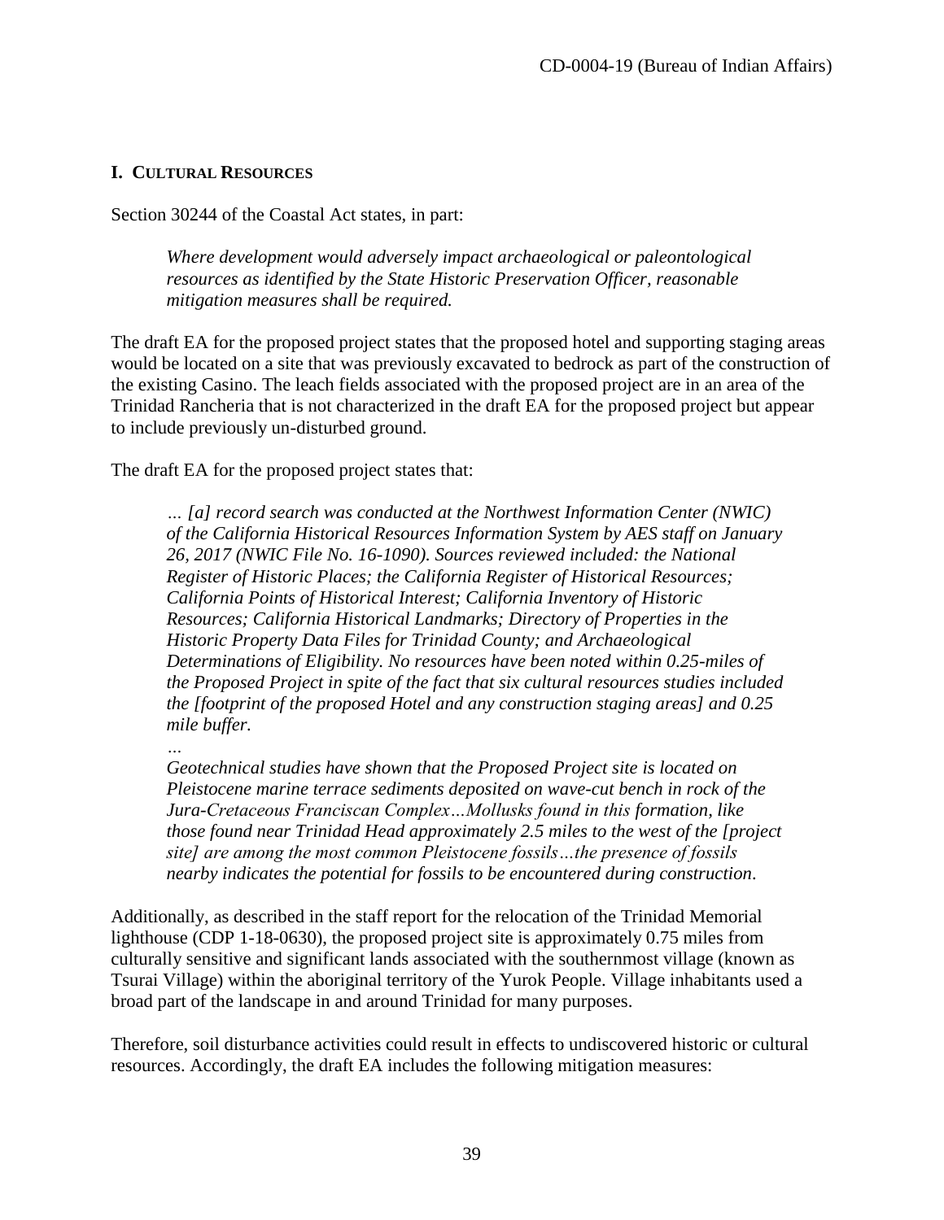## I. Cultural Resources

Section 30244 of the Coastal Act states, in part:

> *Where development would adversely impact archaeological or paleontological resources as identified by the State Historic Preservation Officer, reasonable mitigation measures shall be required.*

The draft EA for the proposed project states that the proposed hotel and supporting staging areas would be located on a site that was previously excavated to bedrock as part of the construction of the existing Casino. The leach fields associated with the proposed project are in an area of the Trinidad Rancheria that is not characterized in the draft EA for the proposed project but appear to include previously un-disturbed ground.

The draft EA for the proposed project states that:

> *… [a] record search was conducted at the Northwest Information Center (NWIC) of the California Historical Resources Information System by AES staff on January 26, 2017 (NWIC File No. 16-1090). Sources reviewed included: the National Register of Historic Places; the California Register of Historical Resources; California Points of Historical Interest; California Inventory of Historic Resources; California Historical Landmarks; Directory of Properties in the Historic Property Data Files for Trinidad County; and Archaeological Determinations of Eligibility. No resources have been noted within 0.25-miles of the Proposed Project in spite of the fact that six cultural resources studies included the [footprint of the proposed Hotel and any construction staging areas] and 0.25 mile buffer.*
>
> *…*
>
> *Geotechnical studies have shown that the Proposed Project site is located on Pleistocene marine terrace sediments deposited on wave-cut bench in rock of the Jura-Cretaceous Franciscan Complex…Mollusks found in this formation, like those found near Trinidad Head approximately 2.5 miles to the west of the [project site] are among the most common Pleistocene fossils…the presence of fossils nearby indicates the potential for fossils to be encountered during construction.*

Additionally, as described in the staff report for the relocation of the Trinidad Memorial lighthouse (CDP 1-18-0630), the proposed project site is approximately 0.75 miles from culturally sensitive and significant lands associated with the southernmost village (known as Tsurai Village) within the aboriginal territory of the Yurok People. Village inhabitants used a broad part of the landscape in and around Trinidad for many purposes.

Therefore, soil disturbance activities could result in effects to undiscovered historic or cultural resources. Accordingly, the draft EA includes the following mitigation measures: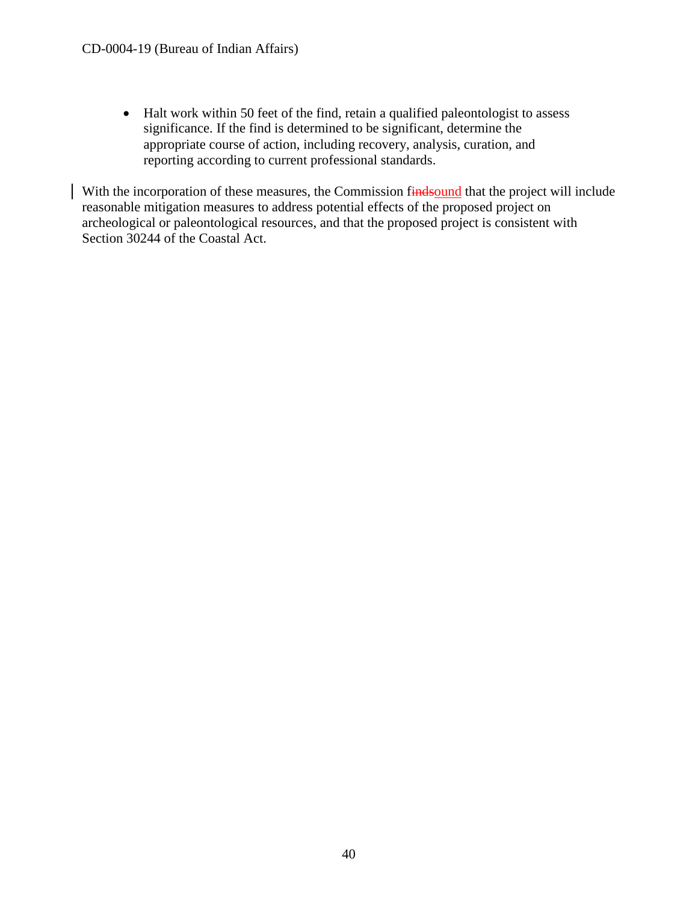- Halt work within 50 feet of the find, retain a qualified paleontologist to assess significance. If the find is determined to be significant, determine the appropriate course of action, including recovery, analysis, curation, and reporting according to current professional standards.

With the incorporation of these measures, the Commission f~~inds~~ound that the project will include reasonable mitigation measures to address potential effects of the proposed project on archeological or paleontological resources, and that the proposed project is consistent with Section 30244 of the Coastal Act.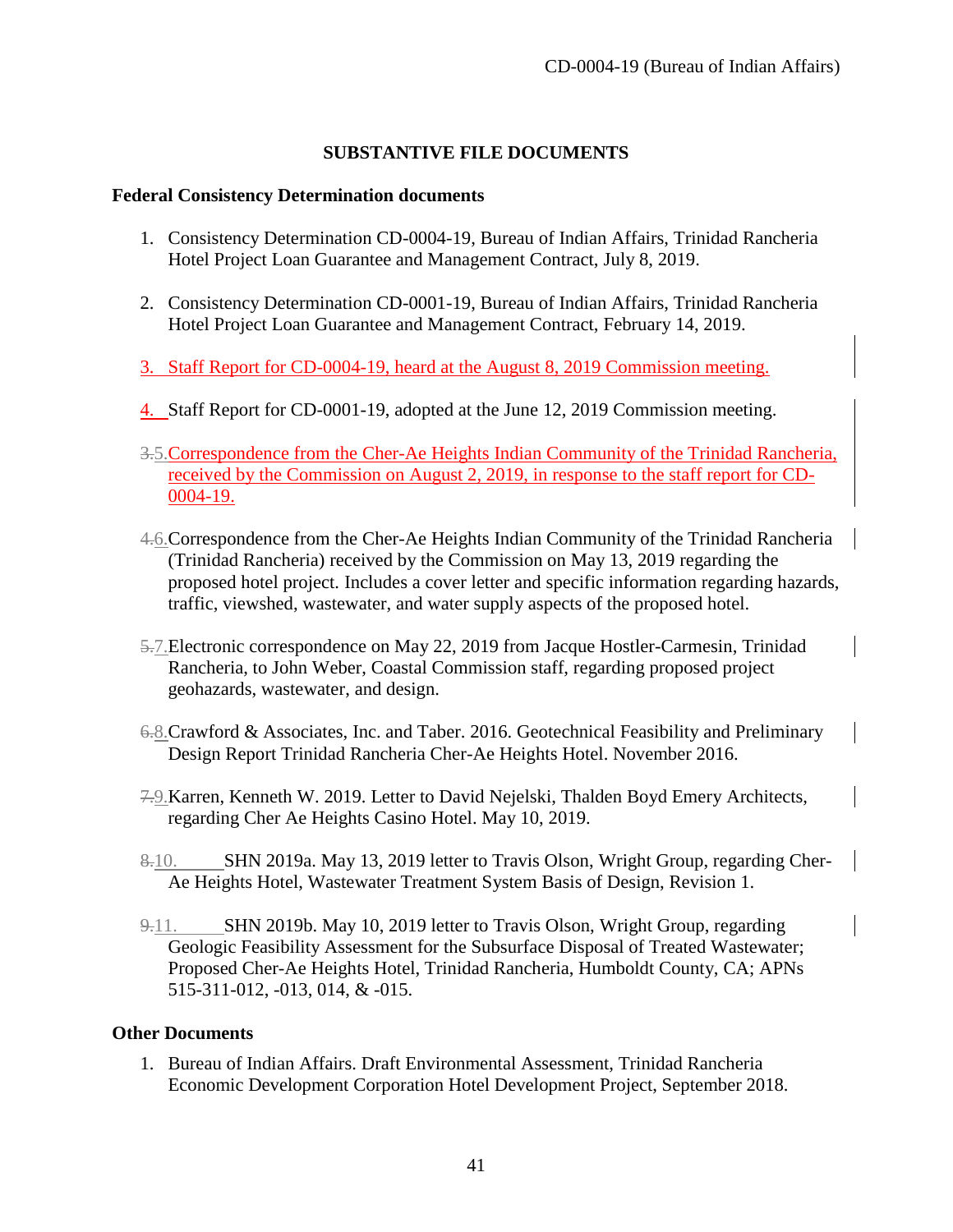## SUBSTANTIVE FILE DOCUMENTS

### Federal Consistency Determination documents

1. Consistency Determination CD-0004-19, Bureau of Indian Affairs, Trinidad Rancheria Hotel Project Loan Guarantee and Management Contract, July 8, 2019.

2. Consistency Determination CD-0001-19, Bureau of Indian Affairs, Trinidad Rancheria Hotel Project Loan Guarantee and Management Contract, February 14, 2019.

3. Staff Report for CD-0004-19, heard at the August 8, 2019 Commission meeting.

4. Staff Report for CD-0001-19, adopted at the June 12, 2019 Commission meeting.

5. Correspondence from the Cher-Ae Heights Indian Community of the Trinidad Rancheria, received by the Commission on August 2, 2019, in response to the staff report for CD-0004-19.

6. Correspondence from the Cher-Ae Heights Indian Community of the Trinidad Rancheria (Trinidad Rancheria) received by the Commission on May 13, 2019 regarding the proposed hotel project. Includes a cover letter and specific information regarding hazards, traffic, viewshed, wastewater, and water supply aspects of the proposed hotel.

7. Electronic correspondence on May 22, 2019 from Jacque Hostler-Carmesin, Trinidad Rancheria, to John Weber, Coastal Commission staff, regarding proposed project geohazards, wastewater, and design.

8. Crawford & Associates, Inc. and Taber. 2016. Geotechnical Feasibility and Preliminary Design Report Trinidad Rancheria Cher-Ae Heights Hotel. November 2016.

9. Karren, Kenneth W. 2019. Letter to David Nejelski, Thalden Boyd Emery Architects, regarding Cher Ae Heights Casino Hotel. May 10, 2019.

10. SHN 2019a. May 13, 2019 letter to Travis Olson, Wright Group, regarding Cher-Ae Heights Hotel, Wastewater Treatment System Basis of Design, Revision 1.

11. SHN 2019b. May 10, 2019 letter to Travis Olson, Wright Group, regarding Geologic Feasibility Assessment for the Subsurface Disposal of Treated Wastewater; Proposed Cher-Ae Heights Hotel, Trinidad Rancheria, Humboldt County, CA; APNs 515-311-012, -013, 014, & -015.

### Other Documents

1. Bureau of Indian Affairs. Draft Environmental Assessment, Trinidad Rancheria Economic Development Corporation Hotel Development Project, September 2018.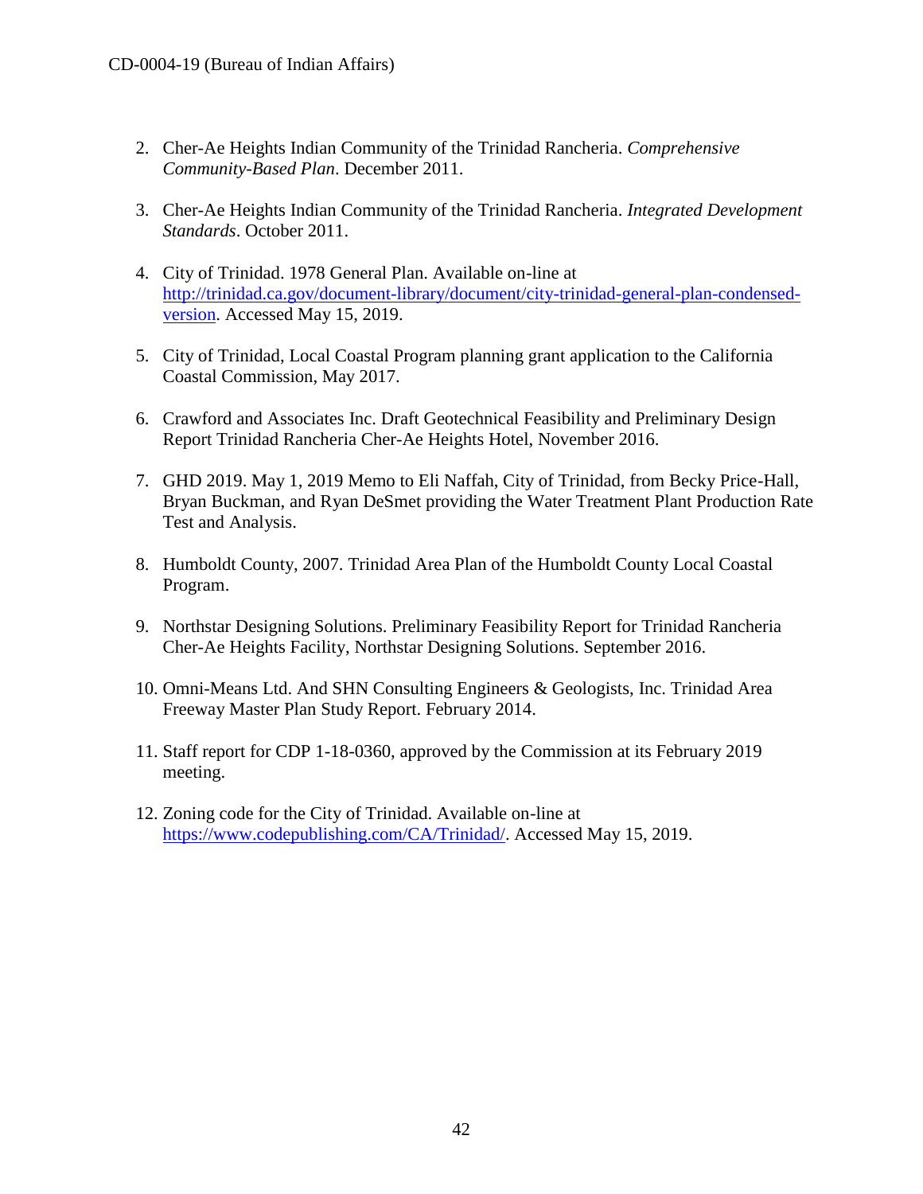2. Cher-Ae Heights Indian Community of the Trinidad Rancheria. *Comprehensive Community-Based Plan*. December 2011.

3. Cher-Ae Heights Indian Community of the Trinidad Rancheria. *Integrated Development Standards*. October 2011.

4. City of Trinidad. 1978 General Plan. Available on-line at http://trinidad.ca.gov/document-library/document/city-trinidad-general-plan-condensed-version. Accessed May 15, 2019.

5. City of Trinidad, Local Coastal Program planning grant application to the California Coastal Commission, May 2017.

6. Crawford and Associates Inc. Draft Geotechnical Feasibility and Preliminary Design Report Trinidad Rancheria Cher-Ae Heights Hotel, November 2016.

7. GHD 2019. May 1, 2019 Memo to Eli Naffah, City of Trinidad, from Becky Price-Hall, Bryan Buckman, and Ryan DeSmet providing the Water Treatment Plant Production Rate Test and Analysis.

8. Humboldt County, 2007. Trinidad Area Plan of the Humboldt County Local Coastal Program.

9. Northstar Designing Solutions. Preliminary Feasibility Report for Trinidad Rancheria Cher-Ae Heights Facility, Northstar Designing Solutions. September 2016.

10. Omni-Means Ltd. And SHN Consulting Engineers & Geologists, Inc. Trinidad Area Freeway Master Plan Study Report. February 2014.

11. Staff report for CDP 1-18-0360, approved by the Commission at its February 2019 meeting.

12. Zoning code for the City of Trinidad. Available on-line at https://www.codepublishing.com/CA/Trinidad/. Accessed May 15, 2019.